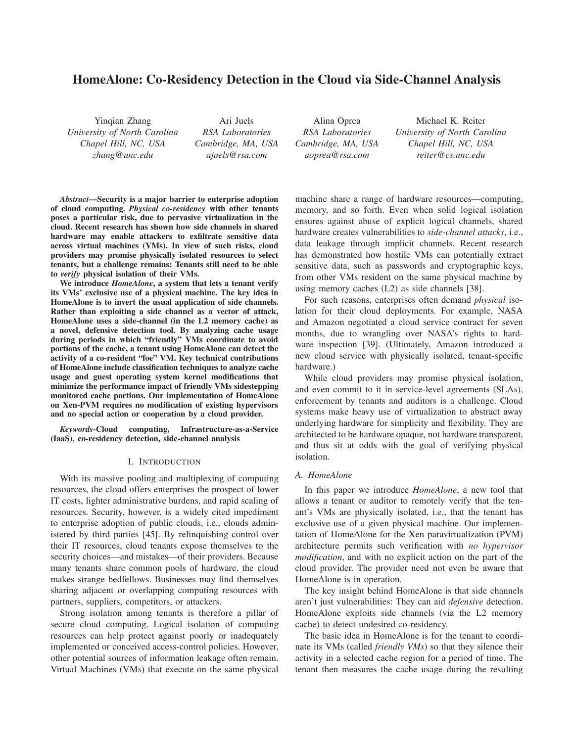# HomeAlone: Co-Residency Detection in the Cloud via Side-Channel Analysis

Yinqian Zhang
*University of North Carolina*
*Chapel Hill, NC, USA*
*zhang@unc.edu*

Ari Juels
*RSA Laboratories*
*Cambridge, MA, USA*
*ajuels@rsa.com*

Alina Oprea
*RSA Laboratories*
*Cambridge, MA, USA*
*aoprea@rsa.com*

Michael K. Reiter
*University of North Carolina*
*Chapel Hill, NC, USA*
*reiter@cs.unc.edu*

***Abstract*—Security is a major barrier to enterprise adoption of cloud computing. *Physical co-residency* with other tenants poses a particular risk, due to pervasive virtualization in the cloud. Recent research has shown how side channels in shared hardware may enable attackers to exfiltrate sensitive data across virtual machines (VMs). In view of such risks, cloud providers may promise physically isolated resources to select tenants, but a challenge remains: Tenants still need to be able to *verify* physical isolation of their VMs.**

**We introduce *HomeAlone*, a system that lets a tenant verify its VMs' exclusive use of a physical machine. The key idea in HomeAlone is to invert the usual application of side channels. Rather than exploiting a side channel as a vector of attack, HomeAlone uses a side-channel (in the L2 memory cache) as a novel, defensive detection tool. By analyzing cache usage during periods in which "friendly" VMs coordinate to avoid portions of the cache, a tenant using HomeAlone can detect the activity of a co-resident "foe" VM. Key technical contributions of HomeAlone include classification techniques to analyze cache usage and guest operating system kernel modifications that minimize the performance impact of friendly VMs sidestepping monitored cache portions. Our implementation of HomeAlone on Xen-PVM requires no modification of existing hypervisors and no special action or cooperation by a cloud provider.**

***Keywords*-Cloud computing, Infrastructure-as-a-Service (IaaS), co-residency detection, side-channel analysis**

## I. Introduction

With its massive pooling and multiplexing of computing resources, the cloud offers enterprises the prospect of lower IT costs, lighter administrative burdens, and rapid scaling of resources. Security, however, is a widely cited impediment to enterprise adoption of public clouds, i.e., clouds administered by third parties [45]. By relinquishing control over their IT resources, cloud tenants expose themselves to the security choices—and mistakes—of their providers. Because many tenants share common pools of hardware, the cloud makes strange bedfellows. Businesses may find themselves sharing adjacent or overlapping computing resources with partners, suppliers, competitors, or attackers.

Strong isolation among tenants is therefore a pillar of secure cloud computing. Logical isolation of computing resources can help protect against poorly or inadequately implemented or conceived access-control policies. However, other potential sources of information leakage often remain. Virtual Machines (VMs) that execute on the same physical machine share a range of hardware resources—computing, memory, and so forth. Even when solid logical isolation ensures against abuse of explicit logical channels, shared hardware creates vulnerabilities to *side-channel attacks*, i.e., data leakage through implicit channels. Recent research has demonstrated how hostile VMs can potentially extract sensitive data, such as passwords and cryptographic keys, from other VMs resident on the same physical machine by using memory caches (L2) as side channels [38].

For such reasons, enterprises often demand *physical* isolation for their cloud deployments. For example, NASA and Amazon negotiated a cloud service contract for seven months, due to wrangling over NASA's rights to hardware inspection [39]. (Ultimately, Amazon introduced a new cloud service with physically isolated, tenant-specific hardware.)

While cloud providers may promise physical isolation, and even commit to it in service-level agreements (SLAs), enforcement by tenants and auditors is a challenge. Cloud systems make heavy use of virtualization to abstract away underlying hardware for simplicity and flexibility. They are architected to be hardware opaque, not hardware transparent, and thus sit at odds with the goal of verifying physical isolation.

### A. HomeAlone

In this paper we introduce *HomeAlone*, a new tool that allows a tenant or auditor to remotely verify that the tenant's VMs are physically isolated, i.e., that the tenant has exclusive use of a given physical machine. Our implementation of HomeAlone for the Xen paravirtualization (PVM) architecture permits such verification with *no hypervisor modification*, and with no explicit action on the part of the cloud provider. The provider need not even be aware that HomeAlone is in operation.

The key insight behind HomeAlone is that side channels aren't just vulnerabilities: They can aid *defensive* detection. HomeAlone exploits side channels (via the L2 memory cache) to detect undesired co-residency.

The basic idea in HomeAlone is for the tenant to coordinate its VMs (called *friendly VMs*) so that they silence their activity in a selected cache region for a period of time. The tenant then measures the cache usage during the resulting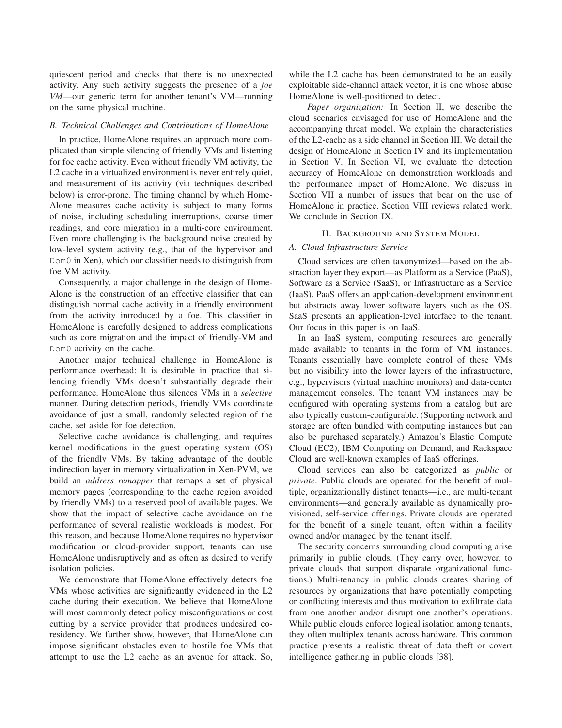quiescent period and checks that there is no unexpected activity. Any such activity suggests the presence of a *foe VM*—our generic term for another tenant's VM—running on the same physical machine.

### B. Technical Challenges and Contributions of HomeAlone

In practice, HomeAlone requires an approach more complicated than simple silencing of friendly VMs and listening for foe cache activity. Even without friendly VM activity, the L2 cache in a virtualized environment is never entirely quiet, and measurement of its activity (via techniques described below) is error-prone. The timing channel by which HomeAlone measures cache activity is subject to many forms of noise, including scheduling interruptions, coarse timer readings, and core migration in a multi-core environment. Even more challenging is the background noise created by low-level system activity (e.g., that of the hypervisor and `Dom0` in Xen), which our classifier needs to distinguish from foe VM activity.

Consequently, a major challenge in the design of HomeAlone is the construction of an effective classifier that can distinguish normal cache activity in a friendly environment from the activity introduced by a foe. This classifier in HomeAlone is carefully designed to address complications such as core migration and the impact of friendly-VM and `Dom0` activity on the cache.

Another major technical challenge in HomeAlone is performance overhead: It is desirable in practice that silencing friendly VMs doesn't substantially degrade their performance. HomeAlone thus silences VMs in a *selective* manner. During detection periods, friendly VMs coordinate avoidance of just a small, randomly selected region of the cache, set aside for foe detection.

Selective cache avoidance is challenging, and requires kernel modifications in the guest operating system (OS) of the friendly VMs. By taking advantage of the double indirection layer in memory virtualization in Xen-PVM, we build an *address remapper* that remaps a set of physical memory pages (corresponding to the cache region avoided by friendly VMs) to a reserved pool of available pages. We show that the impact of selective cache avoidance on the performance of several realistic workloads is modest. For this reason, and because HomeAlone requires no hypervisor modification or cloud-provider support, tenants can use HomeAlone undisruptively and as often as desired to verify isolation policies.

We demonstrate that HomeAlone effectively detects foe VMs whose activities are significantly evidenced in the L2 cache during their execution. We believe that HomeAlone will most commonly detect policy misconfigurations or cost cutting by a service provider that produces undesired co-residency. We further show, however, that HomeAlone can impose significant obstacles even to hostile foe VMs that attempt to use the L2 cache as an avenue for attack. So, while the L2 cache has been demonstrated to be an easily exploitable side-channel attack vector, it is one whose abuse HomeAlone is well-positioned to detect.

*Paper organization:* In Section II, we describe the cloud scenarios envisaged for use of HomeAlone and the accompanying threat model. We explain the characteristics of the L2-cache as a side channel in Section III. We detail the design of HomeAlone in Section IV and its implementation in Section V. In Section VI, we evaluate the detection accuracy of HomeAlone on demonstration workloads and the performance impact of HomeAlone. We discuss in Section VII a number of issues that bear on the use of HomeAlone in practice. Section VIII reviews related work. We conclude in Section IX.

## II. Background and System Model

### A. Cloud Infrastructure Service

Cloud services are often taxonymized—based on the abstraction layer they export—as Platform as a Service (PaaS), Software as a Service (SaaS), or Infrastructure as a Service (IaaS). PaaS offers an application-development environment but abstracts away lower software layers such as the OS. SaaS presents an application-level interface to the tenant. Our focus in this paper is on IaaS.

In an IaaS system, computing resources are generally made available to tenants in the form of VM instances. Tenants essentially have complete control of these VMs but no visibility into the lower layers of the infrastructure, e.g., hypervisors (virtual machine monitors) and data-center management consoles. The tenant VM instances may be configured with operating systems from a catalog but are also typically custom-configurable. (Supporting network and storage are often bundled with computing instances but can also be purchased separately.) Amazon's Elastic Compute Cloud (EC2), IBM Computing on Demand, and Rackspace Cloud are well-known examples of IaaS offerings.

Cloud services can also be categorized as *public* or *private*. Public clouds are operated for the benefit of multiple, organizationally distinct tenants—i.e., are multi-tenant environments—and generally available as dynamically provisioned, self-service offerings. Private clouds are operated for the benefit of a single tenant, often within a facility owned and/or managed by the tenant itself.

The security concerns surrounding cloud computing arise primarily in public clouds. (They carry over, however, to private clouds that support disparate organizational functions.) Multi-tenancy in public clouds creates sharing of resources by organizations that have potentially competing or conflicting interests and thus motivation to exfiltrate data from one another and/or disrupt one another's operations. While public clouds enforce logical isolation among tenants, they often multiplex tenants across hardware. This common practice presents a realistic threat of data theft or covert intelligence gathering in public clouds [38].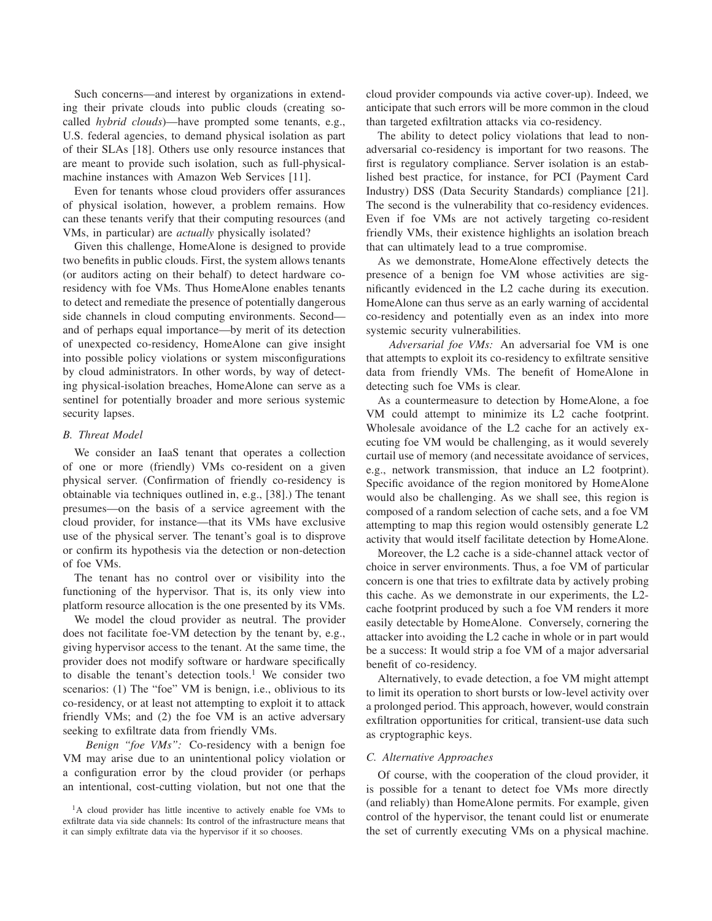Such concerns—and interest by organizations in extending their private clouds into public clouds (creating so-called *hybrid clouds*)—have prompted some tenants, e.g., U.S. federal agencies, to demand physical isolation as part of their SLAs [18]. Others use only resource instances that are meant to provide such isolation, such as full-physical-machine instances with Amazon Web Services [11].

Even for tenants whose cloud providers offer assurances of physical isolation, however, a problem remains. How can these tenants verify that their computing resources (and VMs, in particular) are *actually* physically isolated?

Given this challenge, HomeAlone is designed to provide two benefits in public clouds. First, the system allows tenants (or auditors acting on their behalf) to detect hardware co-residency with foe VMs. Thus HomeAlone enables tenants to detect and remediate the presence of potentially dangerous side channels in cloud computing environments. Second—and of perhaps equal importance—by merit of its detection of unexpected co-residency, HomeAlone can give insight into possible policy violations or system misconfigurations by cloud administrators. In other words, by way of detecting physical-isolation breaches, HomeAlone can serve as a sentinel for potentially broader and more serious systemic security lapses.

### B. Threat Model

We consider an IaaS tenant that operates a collection of one or more (friendly) VMs co-resident on a given physical server. (Confirmation of friendly co-residency is obtainable via techniques outlined in, e.g., [38].) The tenant presumes—on the basis of a service agreement with the cloud provider, for instance—that its VMs have exclusive use of the physical server. The tenant's goal is to disprove or confirm its hypothesis via the detection or non-detection of foe VMs.

The tenant has no control over or visibility into the functioning of the hypervisor. That is, its only view into platform resource allocation is the one presented by its VMs.

We model the cloud provider as neutral. The provider does not facilitate foe-VM detection by the tenant by, e.g., giving hypervisor access to the tenant. At the same time, the provider does not modify software or hardware specifically to disable the tenant's detection tools.[1] We consider two scenarios: (1) The "foe" VM is benign, i.e., oblivious to its co-residency, or at least not attempting to exploit it to attack friendly VMs; and (2) the foe VM is an active adversary seeking to exfiltrate data from friendly VMs.

*Benign "foe VMs":* Co-residency with a benign foe VM may arise due to an unintentional policy violation or a configuration error by the cloud provider (or perhaps an intentional, cost-cutting violation, but not one that the cloud provider compounds via active cover-up). Indeed, we anticipate that such errors will be more common in the cloud than targeted exfiltration attacks via co-residency.

The ability to detect policy violations that lead to non-adversarial co-residency is important for two reasons. The first is regulatory compliance. Server isolation is an established best practice, for instance, for PCI (Payment Card Industry) DSS (Data Security Standards) compliance [21]. The second is the vulnerability that co-residency evidences. Even if foe VMs are not actively targeting co-resident friendly VMs, their existence highlights an isolation breach that can ultimately lead to a true compromise.

As we demonstrate, HomeAlone effectively detects the presence of a benign foe VM whose activities are significantly evidenced in the L2 cache during its execution. HomeAlone can thus serve as an early warning of accidental co-residency and potentially even as an index into more systemic security vulnerabilities.

*Adversarial foe VMs:* An adversarial foe VM is one that attempts to exploit its co-residency to exfiltrate sensitive data from friendly VMs. The benefit of HomeAlone in detecting such foe VMs is clear.

As a countermeasure to detection by HomeAlone, a foe VM could attempt to minimize its L2 cache footprint. Wholesale avoidance of the L2 cache for an actively executing foe VM would be challenging, as it would severely curtail use of memory (and necessitate avoidance of services, e.g., network transmission, that induce an L2 footprint). Specific avoidance of the region monitored by HomeAlone would also be challenging. As we shall see, this region is composed of a random selection of cache sets, and a foe VM attempting to map this region would ostensibly generate L2 activity that would itself facilitate detection by HomeAlone.

Moreover, the L2 cache is a side-channel attack vector of choice in server environments. Thus, a foe VM of particular concern is one that tries to exfiltrate data by actively probing this cache. As we demonstrate in our experiments, the L2-cache footprint produced by such a foe VM renders it more easily detectable by HomeAlone. Conversely, cornering the attacker into avoiding the L2 cache in whole or in part would be a success: It would strip a foe VM of a major adversarial benefit of co-residency.

Alternatively, to evade detection, a foe VM might attempt to limit its operation to short bursts or low-level activity over a prolonged period. This approach, however, would constrain exfiltration opportunities for critical, transient-use data such as cryptographic keys.

### C. Alternative Approaches

Of course, with the cooperation of the cloud provider, it is possible for a tenant to detect foe VMs more directly (and reliably) than HomeAlone permits. For example, given control of the hypervisor, the tenant could list or enumerate the set of currently executing VMs on a physical machine.

[1] A cloud provider has little incentive to actively enable foe VMs to exfiltrate data via side channels: Its control of the infrastructure means that it can simply exfiltrate data via the hypervisor if it so chooses.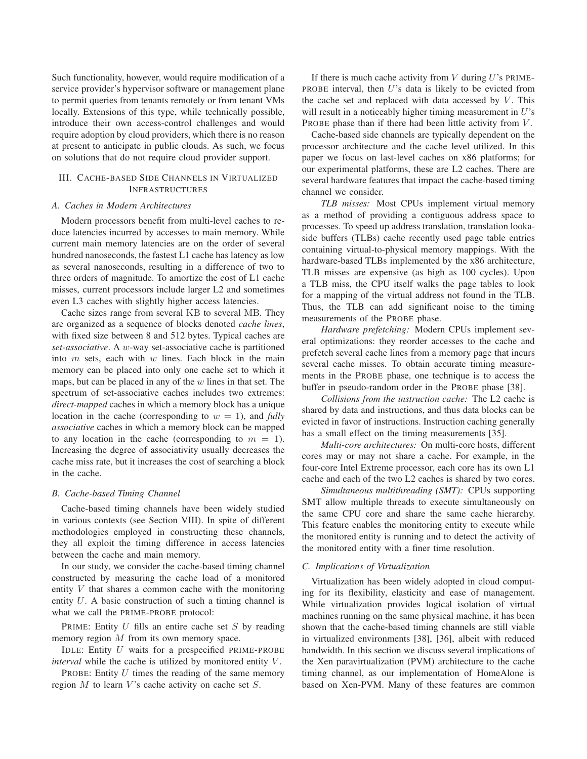Such functionality, however, would require modification of a service provider's hypervisor software or management plane to permit queries from tenants remotely or from tenant VMs locally. Extensions of this type, while technically possible, introduce their own access-control challenges and would require adoption by cloud providers, which there is no reason at present to anticipate in public clouds. As such, we focus on solutions that do not require cloud provider support.

## III. Cache-based Side Channels in Virtualized Infrastructures

### A. Caches in Modern Architectures

Modern processors benefit from multi-level caches to reduce latencies incurred by accesses to main memory. While current main memory latencies are on the order of several hundred nanoseconds, the fastest L1 cache has latency as low as several nanoseconds, resulting in a difference of two to three orders of magnitude. To amortize the cost of L1 cache misses, current processors include larger L2 and sometimes even L3 caches with slightly higher access latencies.

Cache sizes range from several KB to several MB. They are organized as a sequence of blocks denoted *cache lines*, with fixed size between 8 and 512 bytes. Typical caches are *set-associative*. A $w$-way set-associative cache is partitioned into $m$ sets, each with $w$ lines. Each block in the main memory can be placed into only one cache set to which it maps, but can be placed in any of the $w$ lines in that set. The spectrum of set-associative caches includes two extremes: *direct-mapped* caches in which a memory block has a unique location in the cache (corresponding to $w = 1$), and *fully associative* caches in which a memory block can be mapped to any location in the cache (corresponding to $m = 1$). Increasing the degree of associativity usually decreases the cache miss rate, but it increases the cost of searching a block in the cache.

### B. Cache-based Timing Channel

Cache-based timing channels have been widely studied in various contexts (see Section VIII). In spite of different methodologies employed in constructing these channels, they all exploit the timing difference in access latencies between the cache and main memory.

In our study, we consider the cache-based timing channel constructed by measuring the cache load of a monitored entity $V$ that shares a common cache with the monitoring entity $U$. A basic construction of such a timing channel is what we call the PRIME-PROBE protocol:

PRIME: Entity $U$ fills an entire cache set $S$ by reading memory region $M$ from its own memory space.

IDLE: Entity $U$ waits for a prespecified PRIME-PROBE *interval* while the cache is utilized by monitored entity $V$.

PROBE: Entity $U$ times the reading of the same memory region $M$ to learn $V$'s cache activity on cache set $S$.

If there is much cache activity from $V$ during $U$'s PRIME-PROBE interval, then $U$'s data is likely to be evicted from the cache set and replaced with data accessed by $V$. This will result in a noticeably higher timing measurement in $U$'s PROBE phase than if there had been little activity from $V$.

Cache-based side channels are typically dependent on the processor architecture and the cache level utilized. In this paper we focus on last-level caches on x86 platforms; for our experimental platforms, these are L2 caches. There are several hardware features that impact the cache-based timing channel we consider.

*TLB misses:* Most CPUs implement virtual memory as a method of providing a contiguous address space to processes. To speed up address translation, translation lookaside buffers (TLBs) cache recently used page table entries containing virtual-to-physical memory mappings. With the hardware-based TLBs implemented by the x86 architecture, TLB misses are expensive (as high as 100 cycles). Upon a TLB miss, the CPU itself walks the page tables to look for a mapping of the virtual address not found in the TLB. Thus, the TLB can add significant noise to the timing measurements of the PROBE phase.

*Hardware prefetching:* Modern CPUs implement several optimizations: they reorder accesses to the cache and prefetch several cache lines from a memory page that incurs several cache misses. To obtain accurate timing measurements in the PROBE phase, one technique is to access the buffer in pseudo-random order in the PROBE phase [38].

*Collisions from the instruction cache:* The L2 cache is shared by data and instructions, and thus data blocks can be evicted in favor of instructions. Instruction caching generally has a small effect on the timing measurements [35].

*Multi-core architectures:* On multi-core hosts, different cores may or may not share a cache. For example, in the four-core Intel Extreme processor, each core has its own L1 cache and each of the two L2 caches is shared by two cores.

*Simultaneous multithreading (SMT):* CPUs supporting SMT allow multiple threads to execute simultaneously on the same CPU core and share the same cache hierarchy. This feature enables the monitoring entity to execute while the monitored entity is running and to detect the activity of the monitored entity with a finer time resolution.

### C. Implications of Virtualization

Virtualization has been widely adopted in cloud computing for its flexibility, elasticity and ease of management. While virtualization provides logical isolation of virtual machines running on the same physical machine, it has been shown that the cache-based timing channels are still viable in virtualized environments [38], [36], albeit with reduced bandwidth. In this section we discuss several implications of the Xen paravirtualization (PVM) architecture to the cache timing channel, as our implementation of HomeAlone is based on Xen-PVM. Many of these features are common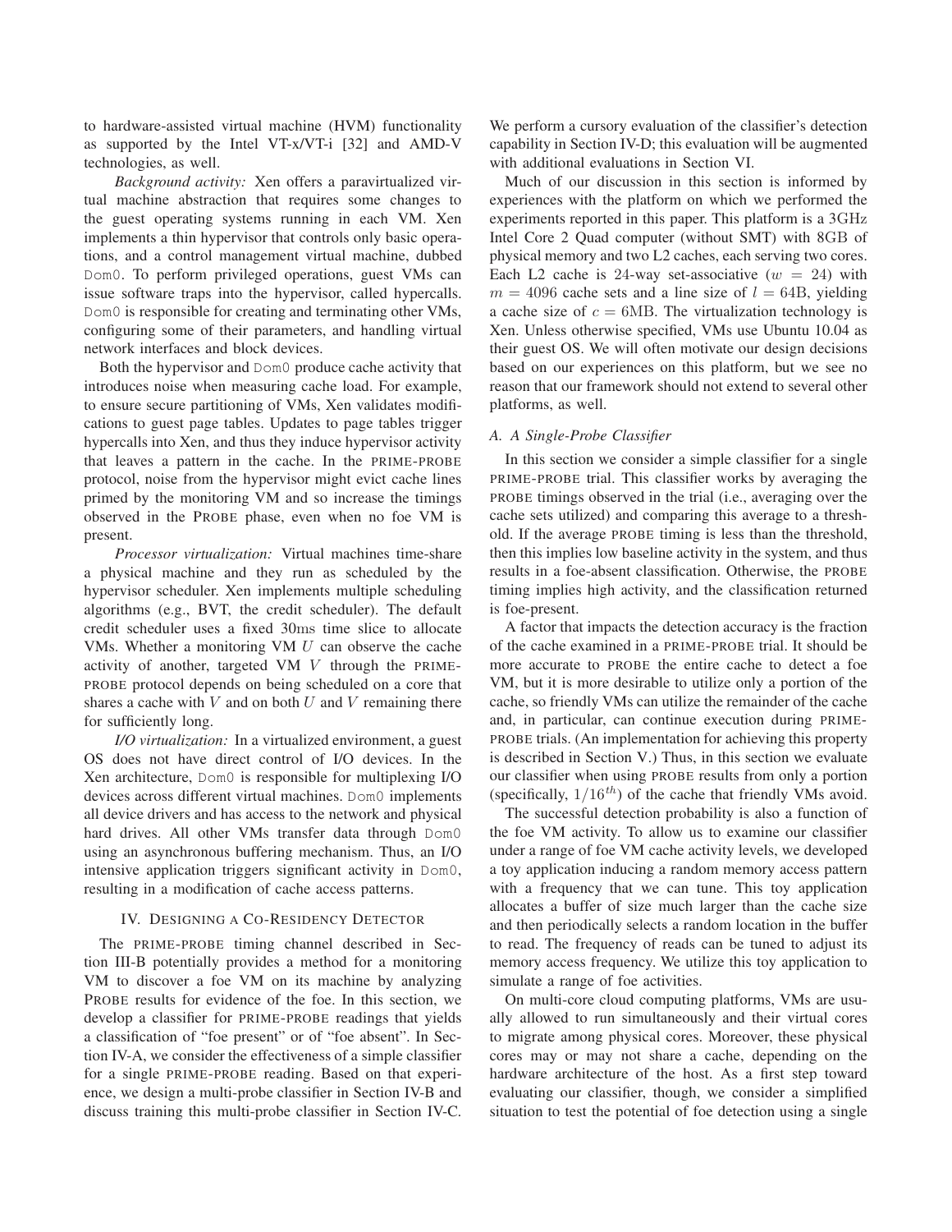to hardware-assisted virtual machine (HVM) functionality as supported by the Intel VT-x/VT-i [32] and AMD-V technologies, as well.

*Background activity:* Xen offers a paravirtualized virtual machine abstraction that requires some changes to the guest operating systems running in each VM. Xen implements a thin hypervisor that controls only basic operations, and a control management virtual machine, dubbed Dom0. To perform privileged operations, guest VMs can issue software traps into the hypervisor, called hypercalls. Dom0 is responsible for creating and terminating other VMs, configuring some of their parameters, and handling virtual network interfaces and block devices.

Both the hypervisor and Dom0 produce cache activity that introduces noise when measuring cache load. For example, to ensure secure partitioning of VMs, Xen validates modifications to guest page tables. Updates to page tables trigger hypercalls into Xen, and thus they induce hypervisor activity that leaves a pattern in the cache. In the PRIME-PROBE protocol, noise from the hypervisor might evict cache lines primed by the monitoring VM and so increase the timings observed in the PROBE phase, even when no foe VM is present.

*Processor virtualization:* Virtual machines time-share a physical machine and they run as scheduled by the hypervisor scheduler. Xen implements multiple scheduling algorithms (e.g., BVT, the credit scheduler). The default credit scheduler uses a fixed 30ms time slice to allocate VMs. Whether a monitoring VM $U$ can observe the cache activity of another, targeted VM $V$ through the PRIME-PROBE protocol depends on being scheduled on a core that shares a cache with $V$ and on both $U$ and $V$ remaining there for sufficiently long.

*I/O virtualization:* In a virtualized environment, a guest OS does not have direct control of I/O devices. In the Xen architecture, Dom0 is responsible for multiplexing I/O devices across different virtual machines. Dom0 implements all device drivers and has access to the network and physical hard drives. All other VMs transfer data through Dom0 using an asynchronous buffering mechanism. Thus, an I/O intensive application triggers significant activity in Dom0, resulting in a modification of cache access patterns.

## IV. Designing a Co-Residency Detector

The PRIME-PROBE timing channel described in Section III-B potentially provides a method for a monitoring VM to discover a foe VM on its machine by analyzing PROBE results for evidence of the foe. In this section, we develop a classifier for PRIME-PROBE readings that yields a classification of "foe present" or of "foe absent". In Section IV-A, we consider the effectiveness of a simple classifier for a single PRIME-PROBE reading. Based on that experience, we design a multi-probe classifier in Section IV-B and discuss training this multi-probe classifier in Section IV-C. We perform a cursory evaluation of the classifier's detection capability in Section IV-D; this evaluation will be augmented with additional evaluations in Section VI.

Much of our discussion in this section is informed by experiences with the platform on which we performed the experiments reported in this paper. This platform is a 3GHz Intel Core 2 Quad computer (without SMT) with 8GB of physical memory and two L2 caches, each serving two cores. Each L2 cache is 24-way set-associative ($w = 24$) with $m = 4096$ cache sets and a line size of $l = 64$B, yielding a cache size of $c = 6$MB. The virtualization technology is Xen. Unless otherwise specified, VMs use Ubuntu 10.04 as their guest OS. We will often motivate our design decisions based on our experiences on this platform, but we see no reason that our framework should not extend to several other platforms, as well.

### A. A Single-Probe Classifier

In this section we consider a simple classifier for a single PRIME-PROBE trial. This classifier works by averaging the PROBE timings observed in the trial (i.e., averaging over the cache sets utilized) and comparing this average to a threshold. If the average PROBE timing is less than the threshold, then this implies low baseline activity in the system, and thus results in a foe-absent classification. Otherwise, the PROBE timing implies high activity, and the classification returned is foe-present.

A factor that impacts the detection accuracy is the fraction of the cache examined in a PRIME-PROBE trial. It should be more accurate to PROBE the entire cache to detect a foe VM, but it is more desirable to utilize only a portion of the cache, so friendly VMs can utilize the remainder of the cache and, in particular, can continue execution during PRIME-PROBE trials. (An implementation for achieving this property is described in Section V.) Thus, in this section we evaluate our classifier when using PROBE results from only a portion (specifically, $1/16^{th}$) of the cache that friendly VMs avoid.

The successful detection probability is also a function of the foe VM activity. To allow us to examine our classifier under a range of foe VM cache activity levels, we developed a toy application inducing a random memory access pattern with a frequency that we can tune. This toy application allocates a buffer of size much larger than the cache size and then periodically selects a random location in the buffer to read. The frequency of reads can be tuned to adjust its memory access frequency. We utilize this toy application to simulate a range of foe activities.

On multi-core cloud computing platforms, VMs are usually allowed to run simultaneously and their virtual cores to migrate among physical cores. Moreover, these physical cores may or may not share a cache, depending on the hardware architecture of the host. As a first step toward evaluating our classifier, though, we consider a simplified situation to test the potential of foe detection using a single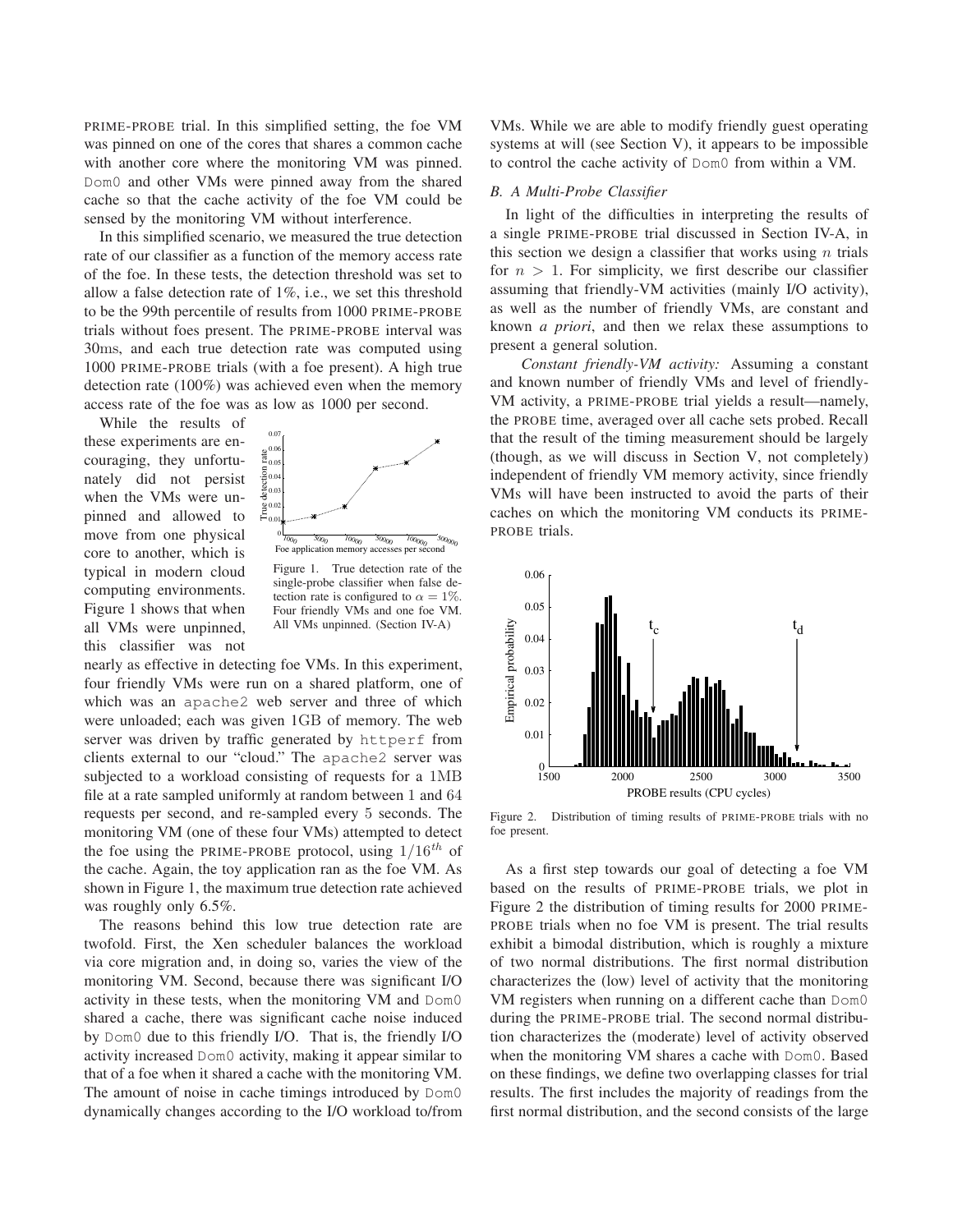PRIME-PROBE trial. In this simplified setting, the foe VM was pinned on one of the cores that shares a common cache with another core where the monitoring VM was pinned. Dom0 and other VMs were pinned away from the shared cache so that the cache activity of the foe VM could be sensed by the monitoring VM without interference.

In this simplified scenario, we measured the true detection rate of our classifier as a function of the memory access rate of the foe. In these tests, the detection threshold was set to allow a false detection rate of 1%, i.e., we set this threshold to be the 99th percentile of results from 1000 PRIME-PROBE trials without foes present. The PRIME-PROBE interval was 30ms, and each true detection rate was computed using 1000 PRIME-PROBE trials (with a foe present). A high true detection rate (100%) was achieved even when the memory access rate of the foe was as low as 1000 per second.

While the results of these experiments are encouraging, they unfortunately did not persist when the VMs were unpinned and allowed to move from one physical core to another, which is typical in modern cloud computing environments. Figure 1 shows that when all VMs were unpinned, this classifier was not nearly as effective in detecting foe VMs. In this experiment, four friendly VMs were run on a shared platform, one of which was an apache2 web server and three of which were unloaded; each was given 1GB of memory. The web server was driven by traffic generated by httperf from clients external to our "cloud." The apache2 server was subjected to a workload consisting of requests for a 1MB file at a rate sampled uniformly at random between 1 and 64 requests per second, and re-sampled every 5 seconds. The monitoring VM (one of these four VMs) attempted to detect the foe using the PRIME-PROBE protocol, using $1/16^{th}$ of the cache. Again, the toy application ran as the foe VM. As shown in Figure 1, the maximum true detection rate achieved was roughly only 6.5%.

Figure 1. True detection rate of the single-probe classifier when false detection rate is configured to $\alpha = 1\%$. Four friendly VMs and one foe VM. All VMs unpinned. (Section IV-A)

The reasons behind this low true detection rate are twofold. First, the Xen scheduler balances the workload via core migration and, in doing so, varies the view of the monitoring VM. Second, because there was significant I/O activity in these tests, when the monitoring VM and Dom0 shared a cache, there was significant cache noise induced by Dom0 due to this friendly I/O. That is, the friendly I/O activity increased Dom0 activity, making it appear similar to that of a foe when it shared a cache with the monitoring VM. The amount of noise in cache timings introduced by Dom0 dynamically changes according to the I/O workload to/from VMs. While we are able to modify friendly guest operating systems at will (see Section V), it appears to be impossible to control the cache activity of Dom0 from within a VM.

### B. A Multi-Probe Classifier

In light of the difficulties in interpreting the results of a single PRIME-PROBE trial discussed in Section IV-A, in this section we design a classifier that works using $n$ trials for $n > 1$. For simplicity, we first describe our classifier assuming that friendly-VM activities (mainly I/O activity), as well as the number of friendly VMs, are constant and known *a priori*, and then we relax these assumptions to present a general solution.

*Constant friendly-VM activity:* Assuming a constant and known number of friendly VMs and level of friendly-VM activity, a PRIME-PROBE trial yields a result—namely, the PROBE time, averaged over all cache sets probed. Recall that the result of the timing measurement should be largely (though, as we will discuss in Section V, not completely) independent of friendly VM memory activity, since friendly VMs will have been instructed to avoid the parts of their caches on which the monitoring VM conducts its PRIME-PROBE trials.

Figure 2. Distribution of timing results of PRIME-PROBE trials with no foe present.

As a first step towards our goal of detecting a foe VM based on the results of PRIME-PROBE trials, we plot in Figure 2 the distribution of timing results for 2000 PRIME-PROBE trials when no foe VM is present. The trial results exhibit a bimodal distribution, which is roughly a mixture of two normal distributions. The first normal distribution characterizes the (low) level of activity that the monitoring VM registers when running on a different cache than Dom0 during the PRIME-PROBE trial. The second normal distribution characterizes the (moderate) level of activity observed when the monitoring VM shares a cache with Dom0. Based on these findings, we define two overlapping classes for trial results. The first includes the majority of readings from the first normal distribution, and the second consists of the large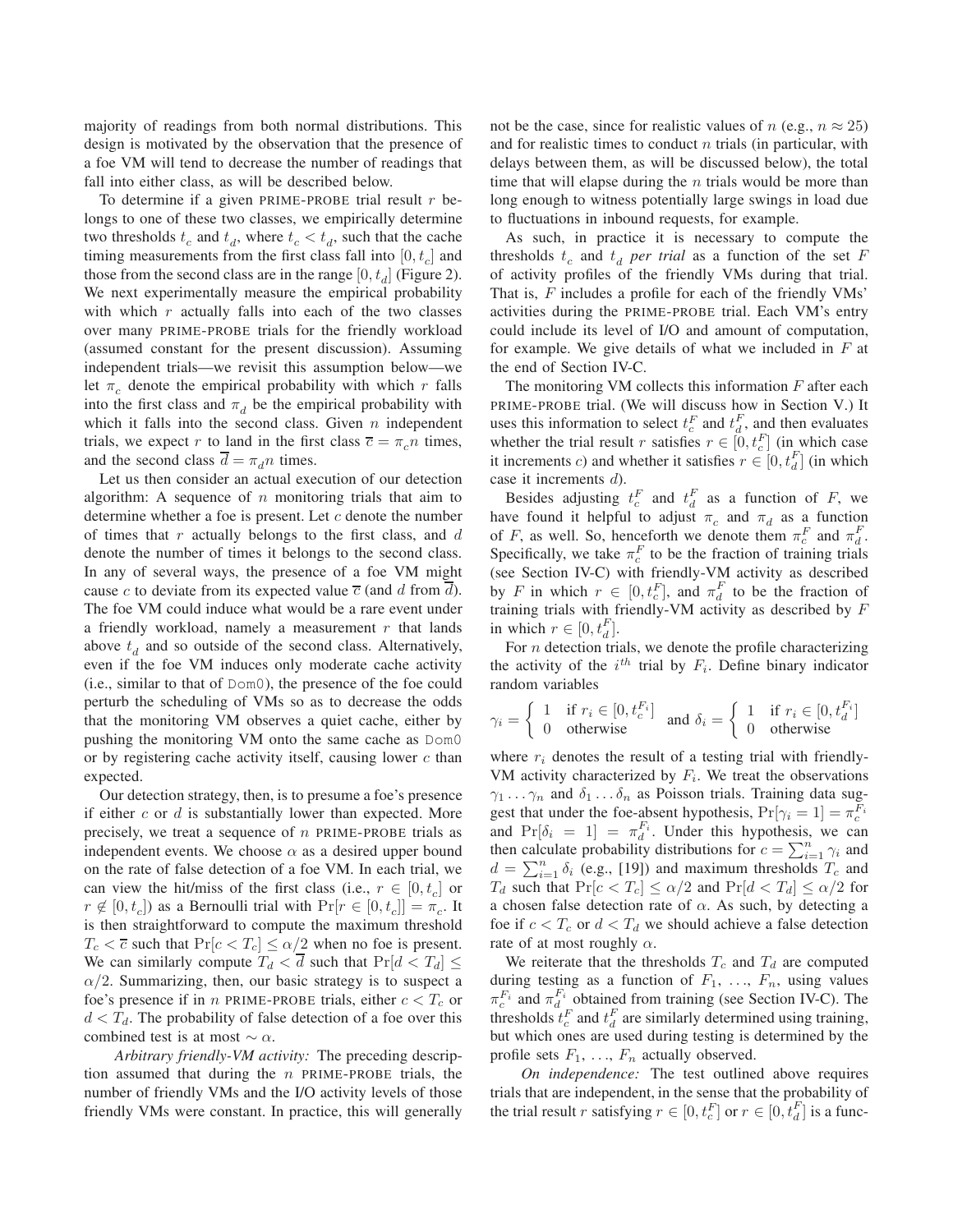majority of readings from both normal distributions. This design is motivated by the observation that the presence of a foe VM will tend to decrease the number of readings that fall into either class, as will be described below.

To determine if a given PRIME-PROBE trial result $r$ belongs to one of these two classes, we empirically determine two thresholds $t_c$ and $t_d$, where $t_c < t_d$, such that the cache timing measurements from the first class fall into $[0, t_c]$ and those from the second class are in the range $[0, t_d]$ (Figure 2). We next experimentally measure the empirical probability with which $r$ actually falls into each of the two classes over many PRIME-PROBE trials for the friendly workload (assumed constant for the present discussion). Assuming independent trials—we revisit this assumption below—we let $\pi_c$ denote the empirical probability with which $r$ falls into the first class and $\pi_d$ be the empirical probability with which it falls into the second class. Given $n$ independent trials, we expect $r$ to land in the first class $\overline{c} = \pi_c n$ times, and the second class $\overline{d} = \pi_d n$ times.

Let us then consider an actual execution of our detection algorithm: A sequence of $n$ monitoring trials that aim to determine whether a foe is present. Let $c$ denote the number of times that $r$ actually belongs to the first class, and $d$ denote the number of times it belongs to the second class. In any of several ways, the presence of a foe VM might cause $c$ to deviate from its expected value $\overline{c}$ (and $d$ from $\overline{d}$). The foe VM could induce what would be a rare event under a friendly workload, namely a measurement $r$ that lands above $t_d$ and so outside of the second class. Alternatively, even if the foe VM induces only moderate cache activity (i.e., similar to that of Dom0), the presence of the foe could perturb the scheduling of VMs so as to decrease the odds that the monitoring VM observes a quiet cache, either by pushing the monitoring VM onto the same cache as Dom0 or by registering cache activity itself, causing lower $c$ than expected.

Our detection strategy, then, is to presume a foe's presence if either $c$ or $d$ is substantially lower than expected. More precisely, we treat a sequence of $n$ PRIME-PROBE trials as independent events. We choose $\alpha$ as a desired upper bound on the rate of false detection of a foe VM. In each trial, we can view the hit/miss of the first class (i.e., $r \in [0, t_c]$ or $r \notin [0, t_c]$) as a Bernoulli trial with $\Pr[r \in [0, t_c]] = \pi_c$. It is then straightforward to compute the maximum threshold $T_c < \overline{c}$ such that $\Pr[c < T_c] \leq \alpha/2$ when no foe is present. We can similarly compute $T_d < \overline{d}$ such that $\Pr[d < T_d] \leq \alpha/2$. Summarizing, then, our basic strategy is to suspect a foe's presence if in $n$ PRIME-PROBE trials, either $c < T_c$ or $d < T_d$. The probability of false detection of a foe over this combined test is at most $\sim \alpha$.

*Arbitrary friendly-VM activity:* The preceding description assumed that during the $n$ PRIME-PROBE trials, the number of friendly VMs and the I/O activity levels of those friendly VMs were constant. In practice, this will generally not be the case, since for realistic values of $n$ (e.g., $n \approx 25$) and for realistic times to conduct $n$ trials (in particular, with delays between them, as will be discussed below), the total time that will elapse during the $n$ trials would be more than long enough to witness potentially large swings in load due to fluctuations in inbound requests, for example.

As such, in practice it is necessary to compute the thresholds $t_c$ and $t_d$ *per trial* as a function of the set $F$ of activity profiles of the friendly VMs during that trial. That is, $F$ includes a profile for each of the friendly VMs' activities during the PRIME-PROBE trial. Each VM's entry could include its level of I/O and amount of computation, for example. We give details of what we included in $F$ at the end of Section IV-C.

The monitoring VM collects this information $F$ after each PRIME-PROBE trial. (We will discuss how in Section V.) It uses this information to select $t_c^F$ and $t_d^F$, and then evaluates whether the trial result $r$ satisfies $r \in [0, t_c^F]$ (in which case it increments $c$) and whether it satisfies $r \in [0, t_d^F]$ (in which case it increments $d$).

Besides adjusting $t_c^F$ and $t_d^F$ as a function of $F$, we have found it helpful to adjust $\pi_c$ and $\pi_d$ as a function of $F$, as well. So, henceforth we denote them $\pi_c^F$ and $\pi_d^F$. Specifically, we take $\pi_c^F$ to be the fraction of training trials (see Section IV-C) with friendly-VM activity as described by $F$ in which $r \in [0, t_c^F]$, and $\pi_d^F$ to be the fraction of training trials with friendly-VM activity as described by $F$ in which $r \in [0, t_d^F]$.

For $n$ detection trials, we denote the profile characterizing the activity of the $i^{th}$ trial by $F_i$. Define binary indicator random variables

$$\gamma_i = \begin{cases} 1 & \text{if } r_i \in [0, t_c^{F_i}] \\ 0 & \text{otherwise} \end{cases} \quad \text{and } \delta_i = \begin{cases} 1 & \text{if } r_i \in [0, t_d^{F_i}] \\ 0 & \text{otherwise} \end{cases}$$

where $r_i$ denotes the result of a testing trial with friendly-VM activity characterized by $F_i$. We treat the observations $\gamma_1 \ldots \gamma_n$ and $\delta_1 \ldots \delta_n$ as Poisson trials. Training data suggest that under the foe-absent hypothesis, $\Pr[\gamma_i = 1] = \pi_c^{F_i}$ and $\Pr[\delta_i = 1] = \pi_d^{F_i}$. Under this hypothesis, we can then calculate probability distributions for $c = \sum_{i=1}^{n} \gamma_i$ and $d = \sum_{i=1}^{n} \delta_i$ (e.g., [19]) and maximum thresholds $T_c$ and $T_d$ such that $\Pr[c < T_c] \leq \alpha/2$ and $\Pr[d < T_d] \leq \alpha/2$ for a chosen false detection rate of $\alpha$. As such, by detecting a foe if $c < T_c$ or $d < T_d$ we should achieve a false detection rate of at most roughly $\alpha$.

We reiterate that the thresholds $T_c$ and $T_d$ are computed during testing as a function of $F_1, \ldots, F_n$, using values $\pi_c^{F_i}$ and $\pi_d^{F_i}$ obtained from training (see Section IV-C). The thresholds $t_c^F$ and $t_d^F$ are similarly determined using training, but which ones are used during testing is determined by the profile sets $F_1, \ldots, F_n$ actually observed.

*On independence:* The test outlined above requires trials that are independent, in the sense that the probability of the trial result $r$ satisfying $r \in [0, t_c^F]$ or $r \in [0, t_d^F]$ is a func-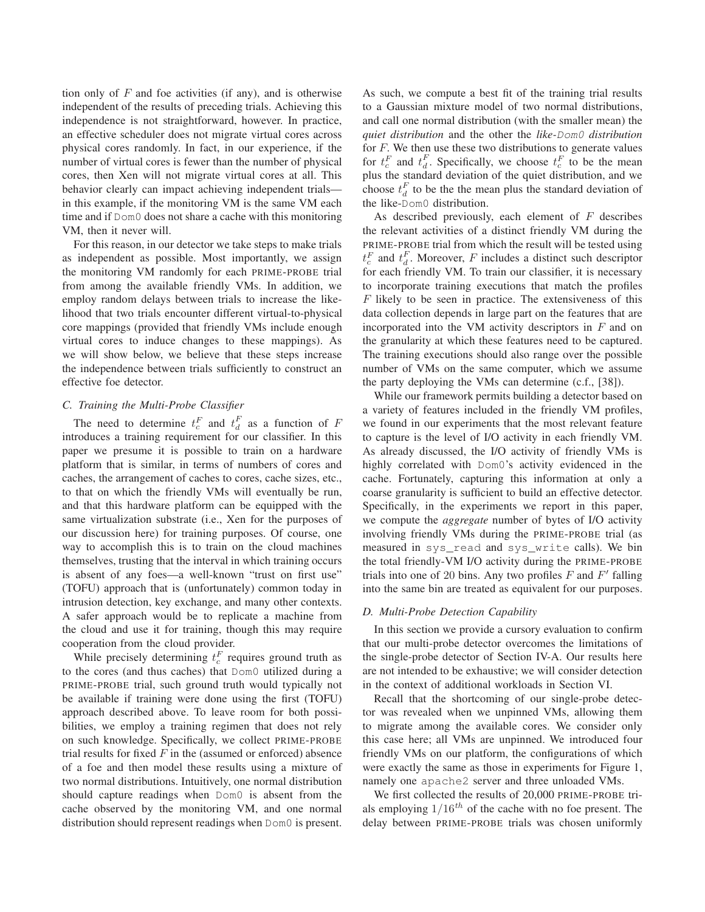tion only of $F$ and foe activities (if any), and is otherwise independent of the results of preceding trials. Achieving this independence is not straightforward, however. In practice, an effective scheduler does not migrate virtual cores across physical cores randomly. In fact, in our experience, if the number of virtual cores is fewer than the number of physical cores, then Xen will not migrate virtual cores at all. This behavior clearly can impact achieving independent trials—in this example, if the monitoring VM is the same VM each time and if Dom0 does not share a cache with this monitoring VM, then it never will.

For this reason, in our detector we take steps to make trials as independent as possible. Most importantly, we assign the monitoring VM randomly for each PRIME-PROBE trial from among the available friendly VMs. In addition, we employ random delays between trials to increase the likelihood that two trials encounter different virtual-to-physical core mappings (provided that friendly VMs include enough virtual cores to induce changes to these mappings). As we will show below, we believe that these steps increase the independence between trials sufficiently to construct an effective foe detector.

### C. Training the Multi-Probe Classifier

The need to determine $t_c^F$ and $t_d^F$ as a function of $F$ introduces a training requirement for our classifier. In this paper we presume it is possible to train on a hardware platform that is similar, in terms of numbers of cores and caches, the arrangement of caches to cores, cache sizes, etc., to that on which the friendly VMs will eventually be run, and that this hardware platform can be equipped with the same virtualization substrate (i.e., Xen for the purposes of our discussion here) for training purposes. Of course, one way to accomplish this is to train on the cloud machines themselves, trusting that the interval in which training occurs is absent of any foes—a well-known "trust on first use" (TOFU) approach that is (unfortunately) common today in intrusion detection, key exchange, and many other contexts. A safer approach would be to replicate a machine from the cloud and use it for training, though this may require cooperation from the cloud provider.

While precisely determining $t_c^F$ requires ground truth as to the cores (and thus caches) that Dom0 utilized during a PRIME-PROBE trial, such ground truth would typically not be available if training were done using the first (TOFU) approach described above. To leave room for both possibilities, we employ a training regimen that does not rely on such knowledge. Specifically, we collect PRIME-PROBE trial results for fixed $F$ in the (assumed or enforced) absence of a foe and then model these results using a mixture of two normal distributions. Intuitively, one normal distribution should capture readings when Dom0 is absent from the cache observed by the monitoring VM, and one normal distribution should represent readings when Dom0 is present. As such, we compute a best fit of the training trial results to a Gaussian mixture model of two normal distributions, and call one normal distribution (with the smaller mean) the *quiet distribution* and the other the *like-Dom0 distribution* for $F$. We then use these two distributions to generate values for $t_c^F$ and $t_d^F$. Specifically, we choose $t_c^F$ to be the mean plus the standard deviation of the quiet distribution, and we choose $t_d^F$ to be the the mean plus the standard deviation of the like-Dom0 distribution.

As described previously, each element of $F$ describes the relevant activities of a distinct friendly VM during the PRIME-PROBE trial from which the result will be tested using $t_c^F$ and $t_d^F$. Moreover, $F$ includes a distinct such descriptor for each friendly VM. To train our classifier, it is necessary to incorporate training executions that match the profiles $F$ likely to be seen in practice. The extensiveness of this data collection depends in large part on the features that are incorporated into the VM activity descriptors in $F$ and on the granularity at which these features need to be captured. The training executions should also range over the possible number of VMs on the same computer, which we assume the party deploying the VMs can determine (c.f., [38]).

While our framework permits building a detector based on a variety of features included in the friendly VM profiles, we found in our experiments that the most relevant feature to capture is the level of I/O activity in each friendly VM. As already discussed, the I/O activity of friendly VMs is highly correlated with Dom0's activity evidenced in the cache. Fortunately, capturing this information at only a coarse granularity is sufficient to build an effective detector. Specifically, in the experiments we report in this paper, we compute the *aggregate* number of bytes of I/O activity involving friendly VMs during the PRIME-PROBE trial (as measured in sys_read and sys_write calls). We bin the total friendly-VM I/O activity during the PRIME-PROBE trials into one of 20 bins. Any two profiles $F$ and $F'$ falling into the same bin are treated as equivalent for our purposes.

### D. Multi-Probe Detection Capability

In this section we provide a cursory evaluation to confirm that our multi-probe detector overcomes the limitations of the single-probe detector of Section IV-A. Our results here are not intended to be exhaustive; we will consider detection in the context of additional workloads in Section VI.

Recall that the shortcoming of our single-probe detector was revealed when we unpinned VMs, allowing them to migrate among the available cores. We consider only this case here; all VMs are unpinned. We introduced four friendly VMs on our platform, the configurations of which were exactly the same as those in experiments for Figure 1, namely one apache2 server and three unloaded VMs.

We first collected the results of 20,000 PRIME-PROBE trials employing $1/16^{th}$ of the cache with no foe present. The delay between PRIME-PROBE trials was chosen uniformly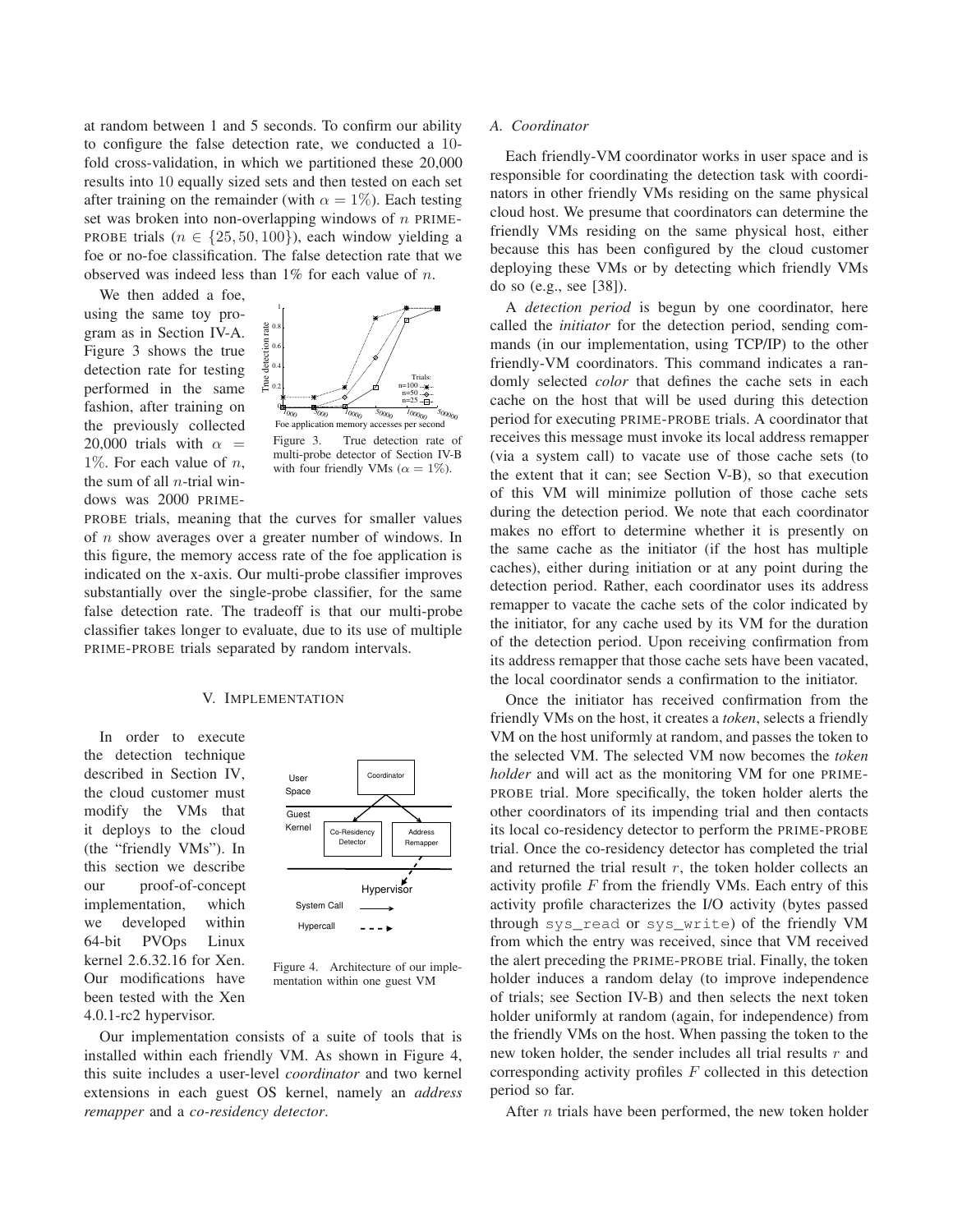at random between 1 and 5 seconds. To confirm our ability to configure the false detection rate, we conducted a 10-fold cross-validation, in which we partitioned these 20,000 results into 10 equally sized sets and then tested on each set after training on the remainder (with $\alpha = 1\%$). Each testing set was broken into non-overlapping windows of $n$ PRIME-PROBE trials ($n \in \{25, 50, 100\}$), each window yielding a foe or no-foe classification. The false detection rate that we observed was indeed less than 1% for each value of $n$.

We then added a foe, using the same toy program as in Section IV-A. Figure 3 shows the true detection rate for testing performed in the same fashion, after training on the previously collected 20,000 trials with $\alpha = 1\%$. For each value of $n$, the sum of all $n$-trial windows was 2000 PRIME-PROBE trials, meaning that the curves for smaller values of $n$ show averages over a greater number of windows. In this figure, the memory access rate of the foe application is indicated on the x-axis. Our multi-probe classifier improves substantially over the single-probe classifier, for the same false detection rate. The tradeoff is that our multi-probe classifier takes longer to evaluate, due to its use of multiple PRIME-PROBE trials separated by random intervals.

True detection rate
1
0.8
0.6
0.4
0.2
0
1000
5000
10000
50000
100000
500000
Foe application memory accesses per second
Trials:
n=100
n=50
n=25

Figure 3. True detection rate of multi-probe detector of Section IV-B with four friendly VMs ($\alpha = 1\%$).

## V. Implementation

In order to execute the detection technique described in Section IV, the cloud customer must modify the VMs that it deploys to the cloud (the "friendly VMs"). In this section we describe our proof-of-concept implementation, which we developed within 64-bit PVOps Linux kernel 2.6.32.16 for Xen. Our modifications have been tested with the Xen 4.0.1-rc2 hypervisor.

User Space
Coordinator
Guest Kernel
Co-Residency Detector
Address Remapper
Hypervisor
System Call
Hypercall

Figure 4. Architecture of our implementation within one guest VM

Our implementation consists of a suite of tools that is installed within each friendly VM. As shown in Figure 4, this suite includes a user-level *coordinator* and two kernel extensions in each guest OS kernel, namely an *address remapper* and a *co-residency detector*.

### A. Coordinator

Each friendly-VM coordinator works in user space and is responsible for coordinating the detection task with coordinators in other friendly VMs residing on the same physical cloud host. We presume that coordinators can determine the friendly VMs residing on the same physical host, either because this has been configured by the cloud customer deploying these VMs or by detecting which friendly VMs do so (e.g., see [38]).

A *detection period* is begun by one coordinator, here called the *initiator* for the detection period, sending commands (in our implementation, using TCP/IP) to the other friendly-VM coordinators. This command indicates a randomly selected *color* that defines the cache sets in each cache on the host that will be used during this detection period for executing PRIME-PROBE trials. A coordinator that receives this message must invoke its local address remapper (via a system call) to vacate use of those cache sets (to the extent that it can; see Section V-B), so that execution of this VM will minimize pollution of those cache sets during the detection period. We note that each coordinator makes no effort to determine whether it is presently on the same cache as the initiator (if the host has multiple caches), either during initiation or at any point during the detection period. Rather, each coordinator uses its address remapper to vacate the cache sets of the color indicated by the initiator, for any cache used by its VM for the duration of the detection period. Upon receiving confirmation from its address remapper that those cache sets have been vacated, the local coordinator sends a confirmation to the initiator.

Once the initiator has received confirmation from the friendly VMs on the host, it creates a *token*, selects a friendly VM on the host uniformly at random, and passes the token to the selected VM. The selected VM now becomes the *token holder* and will act as the monitoring VM for one PRIME-PROBE trial. More specifically, the token holder alerts the other coordinators of its impending trial and then contacts its local co-residency detector to perform the PRIME-PROBE trial. Once the co-residency detector has completed the trial and returned the trial result $r$, the token holder collects an activity profile $F$ from the friendly VMs. Each entry of this activity profile characterizes the I/O activity (bytes passed through `sys_read` or `sys_write`) of the friendly VM from which the entry was received, since that VM received the alert preceding the PRIME-PROBE trial. Finally, the token holder induces a random delay (to improve independence of trials; see Section IV-B) and then selects the next token holder uniformly at random (again, for independence) from the friendly VMs on the host. When passing the token to the new token holder, the sender includes all trial results $r$ and corresponding activity profiles $F$ collected in this detection period so far.

After $n$ trials have been performed, the new token holder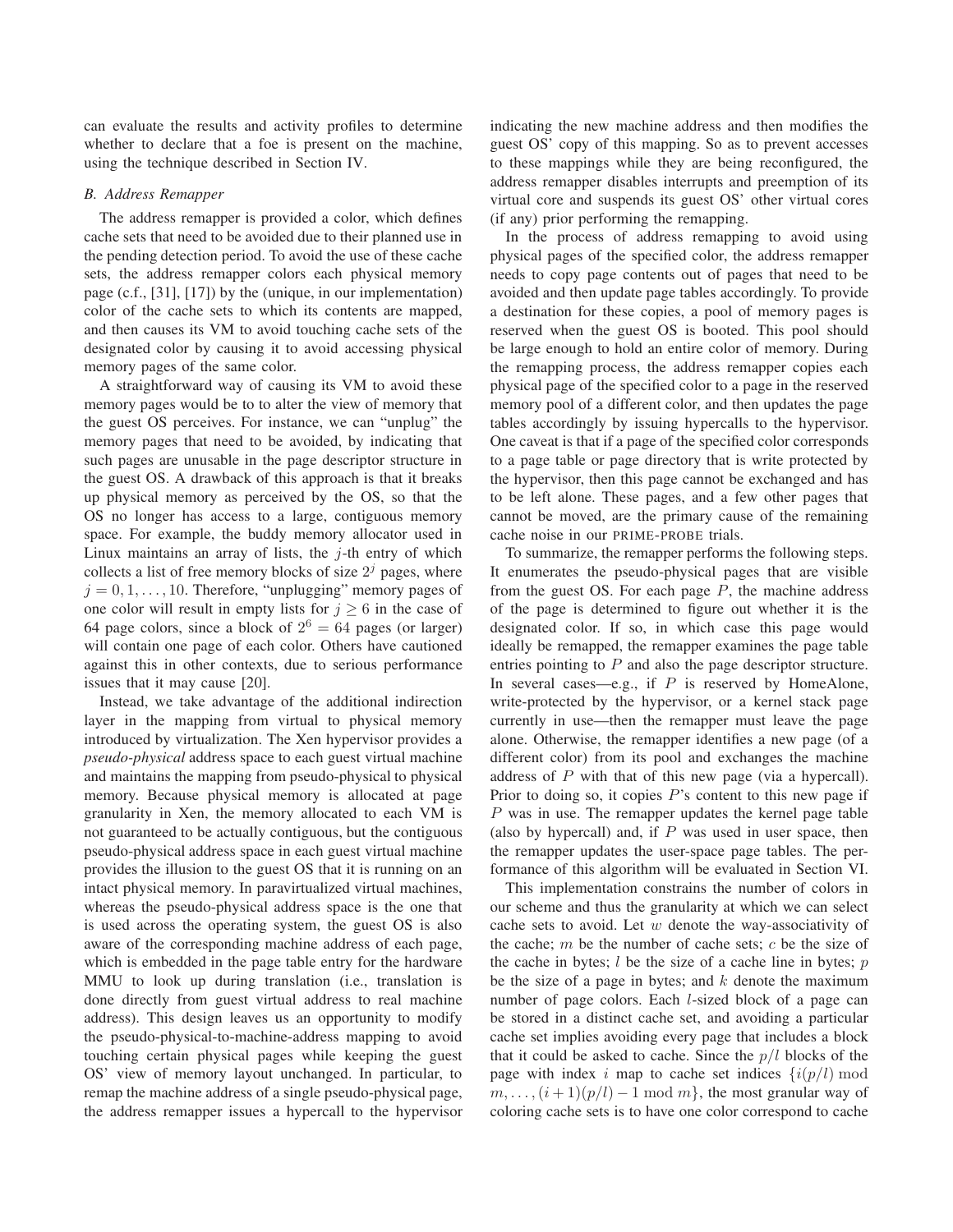can evaluate the results and activity profiles to determine whether to declare that a foe is present on the machine, using the technique described in Section IV.

### B. Address Remapper

The address remapper is provided a color, which defines cache sets that need to be avoided due to their planned use in the pending detection period. To avoid the use of these cache sets, the address remapper colors each physical memory page (c.f., [31], [17]) by the (unique, in our implementation) color of the cache sets to which its contents are mapped, and then causes its VM to avoid touching cache sets of the designated color by causing it to avoid accessing physical memory pages of the same color.

A straightforward way of causing its VM to avoid these memory pages would be to to alter the view of memory that the guest OS perceives. For instance, we can "unplug" the memory pages that need to be avoided, by indicating that such pages are unusable in the page descriptor structure in the guest OS. A drawback of this approach is that it breaks up physical memory as perceived by the OS, so that the OS no longer has access to a large, contiguous memory space. For example, the buddy memory allocator used in Linux maintains an array of lists, the $j$-th entry of which collects a list of free memory blocks of size $2^j$ pages, where $j = 0, 1, \ldots, 10$. Therefore, "unplugging" memory pages of one color will result in empty lists for $j \geq 6$ in the case of 64 page colors, since a block of $2^6 = 64$ pages (or larger) will contain one page of each color. Others have cautioned against this in other contexts, due to serious performance issues that it may cause [20].

Instead, we take advantage of the additional indirection layer in the mapping from virtual to physical memory introduced by virtualization. The Xen hypervisor provides a *pseudo-physical* address space to each guest virtual machine and maintains the mapping from pseudo-physical to physical memory. Because physical memory is allocated at page granularity in Xen, the memory allocated to each VM is not guaranteed to be actually contiguous, but the contiguous pseudo-physical address space in each guest virtual machine provides the illusion to the guest OS that it is running on an intact physical memory. In paravirtualized virtual machines, whereas the pseudo-physical address space is the one that is used across the operating system, the guest OS is also aware of the corresponding machine address of each page, which is embedded in the page table entry for the hardware MMU to look up during translation (i.e., translation is done directly from guest virtual address to real machine address). This design leaves us an opportunity to modify the pseudo-physical-to-machine-address mapping to avoid touching certain physical pages while keeping the guest OS' view of memory layout unchanged. In particular, to remap the machine address of a single pseudo-physical page, the address remapper issues a hypercall to the hypervisor indicating the new machine address and then modifies the guest OS' copy of this mapping. So as to prevent accesses to these mappings while they are being reconfigured, the address remapper disables interrupts and preemption of its virtual core and suspends its guest OS' other virtual cores (if any) prior performing the remapping.

In the process of address remapping to avoid using physical pages of the specified color, the address remapper needs to copy page contents out of pages that need to be avoided and then update page tables accordingly. To provide a destination for these copies, a pool of memory pages is reserved when the guest OS is booted. This pool should be large enough to hold an entire color of memory. During the remapping process, the address remapper copies each physical page of the specified color to a page in the reserved memory pool of a different color, and then updates the page tables accordingly by issuing hypercalls to the hypervisor. One caveat is that if a page of the specified color corresponds to a page table or page directory that is write protected by the hypervisor, then this page cannot be exchanged and has to be left alone. These pages, and a few other pages that cannot be moved, are the primary cause of the remaining cache noise in our PRIME-PROBE trials.

To summarize, the remapper performs the following steps. It enumerates the pseudo-physical pages that are visible from the guest OS. For each page $P$, the machine address of the page is determined to figure out whether it is the designated color. If so, in which case this page would ideally be remapped, the remapper examines the page table entries pointing to $P$ and also the page descriptor structure. In several cases—e.g., if $P$ is reserved by HomeAlone, write-protected by the hypervisor, or a kernel stack page currently in use—then the remapper must leave the page alone. Otherwise, the remapper identifies a new page (of a different color) from its pool and exchanges the machine address of $P$ with that of this new page (via a hypercall). Prior to doing so, it copies $P$'s content to this new page if $P$ was in use. The remapper updates the kernel page table (also by hypercall) and, if $P$ was used in user space, then the remapper updates the user-space page tables. The performance of this algorithm will be evaluated in Section VI.

This implementation constrains the number of colors in our scheme and thus the granularity at which we can select cache sets to avoid. Let $w$ denote the way-associativity of the cache; $m$ be the number of cache sets; $c$ be the size of the cache in bytes; $l$ be the size of a cache line in bytes; $p$ be the size of a page in bytes; and $k$ denote the maximum number of page colors. Each $l$-sized block of a page can be stored in a distinct cache set, and avoiding a particular cache set implies avoiding every page that includes a block that it could be asked to cache. Since the $p/l$ blocks of the page with index $i$ map to cache set indices $\{i(p/l) \bmod m, \ldots, (i+1)(p/l) - 1 \bmod m\}$, the most granular way of coloring cache sets is to have one color correspond to cache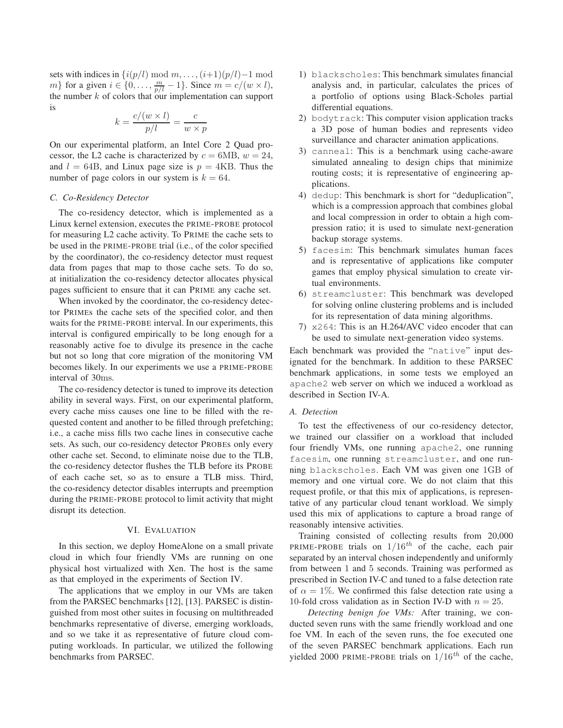sets with indices in $\{i(p/l) \bmod m, \ldots, (i+1)(p/l)-1 \bmod m\}$ for a given $i \in \{0, \ldots, \frac{m}{p/l} - 1\}$. Since $m = c/(w \times l)$, the number $k$ of colors that our implementation can support is

$$k = \frac{c/(w \times l)}{p/l} = \frac{c}{w \times p}$$

On our experimental platform, an Intel Core 2 Quad processor, the L2 cache is characterized by $c = 6\text{MB}$, $w = 24$, and $l = 64\text{B}$, and Linux page size is $p = 4\text{KB}$. Thus the number of page colors in our system is $k = 64$.

### C. Co-Residency Detector

The co-residency detector, which is implemented as a Linux kernel extension, executes the PRIME-PROBE protocol for measuring L2 cache activity. To PRIME the cache sets to be used in the PRIME-PROBE trial (i.e., of the color specified by the coordinator), the co-residency detector must request data from pages that map to those cache sets. To do so, at initialization the co-residency detector allocates physical pages sufficient to ensure that it can PRIME any cache set.

When invoked by the coordinator, the co-residency detector PRIMEs the cache sets of the specified color, and then waits for the PRIME-PROBE interval. In our experiments, this interval is configured empirically to be long enough for a reasonably active foe to divulge its presence in the cache but not so long that core migration of the monitoring VM becomes likely. In our experiments we use a PRIME-PROBE interval of 30ms.

The co-residency detector is tuned to improve its detection ability in several ways. First, on our experimental platform, every cache miss causes one line to be filled with the requested content and another to be filled through prefetching; i.e., a cache miss fills two cache lines in consecutive cache sets. As such, our co-residency detector PROBEs only every other cache set. Second, to eliminate noise due to the TLB, the co-residency detector flushes the TLB before its PROBE of each cache set, so as to ensure a TLB miss. Third, the co-residency detector disables interrupts and preemption during the PRIME-PROBE protocol to limit activity that might disrupt its detection.

## VI. EVALUATION

In this section, we deploy HomeAlone on a small private cloud in which four friendly VMs are running on one physical host virtualized with Xen. The host is the same as that employed in the experiments of Section IV.

The applications that we employ in our VMs are taken from the PARSEC benchmarks [12], [13]. PARSEC is distinguished from most other suites in focusing on multithreaded benchmarks representative of diverse, emerging workloads, and so we take it as representative of future cloud computing workloads. In particular, we utilized the following benchmarks from PARSEC.

1) `blackscholes`: This benchmark simulates financial analysis and, in particular, calculates the prices of a portfolio of options using Black-Scholes partial differential equations.
2) `bodytrack`: This computer vision application tracks a 3D pose of human bodies and represents video surveillance and character animation applications.
3) `canneal`: This is a benchmark using cache-aware simulated annealing to design chips that minimize routing costs; it is representative of engineering applications.
4) `dedup`: This benchmark is short for "deduplication", which is a compression approach that combines global and local compression in order to obtain a high compression ratio; it is used to simulate next-generation backup storage systems.
5) `facesim`: This benchmark simulates human faces and is representative of applications like computer games that employ physical simulation to create virtual environments.
6) `streamcluster`: This benchmark was developed for solving online clustering problems and is included for its representation of data mining algorithms.
7) `x264`: This is an H.264/AVC video encoder that can be used to simulate next-generation video systems.

Each benchmark was provided the "`native`" input designated for the benchmark. In addition to these PARSEC benchmark applications, in some tests we employed an `apache2` web server on which we induced a workload as described in Section IV-A.

### A. Detection

To test the effectiveness of our co-residency detector, we trained our classifier on a workload that included four friendly VMs, one running `apache2`, one running `facesim`, one running `streamcluster`, and one running `blackscholes`. Each VM was given one 1GB of memory and one virtual core. We do not claim that this request profile, or that this mix of applications, is representative of any particular cloud tenant workload. We simply used this mix of applications to capture a broad range of reasonably intensive activities.

Training consisted of collecting results from 20,000 PRIME-PROBE trials on $1/16^{th}$ of the cache, each pair separated by an interval chosen independently and uniformly from between 1 and 5 seconds. Training was performed as prescribed in Section IV-C and tuned to a false detection rate of $\alpha = 1\%$. We confirmed this false detection rate using a 10-fold cross validation as in Section IV-D with $n = 25$.

*Detecting benign foe VMs:* After training, we conducted seven runs with the same friendly workload and one foe VM. In each of the seven runs, the foe executed one of the seven PARSEC benchmark applications. Each run yielded 2000 PRIME-PROBE trials on $1/16^{th}$ of the cache,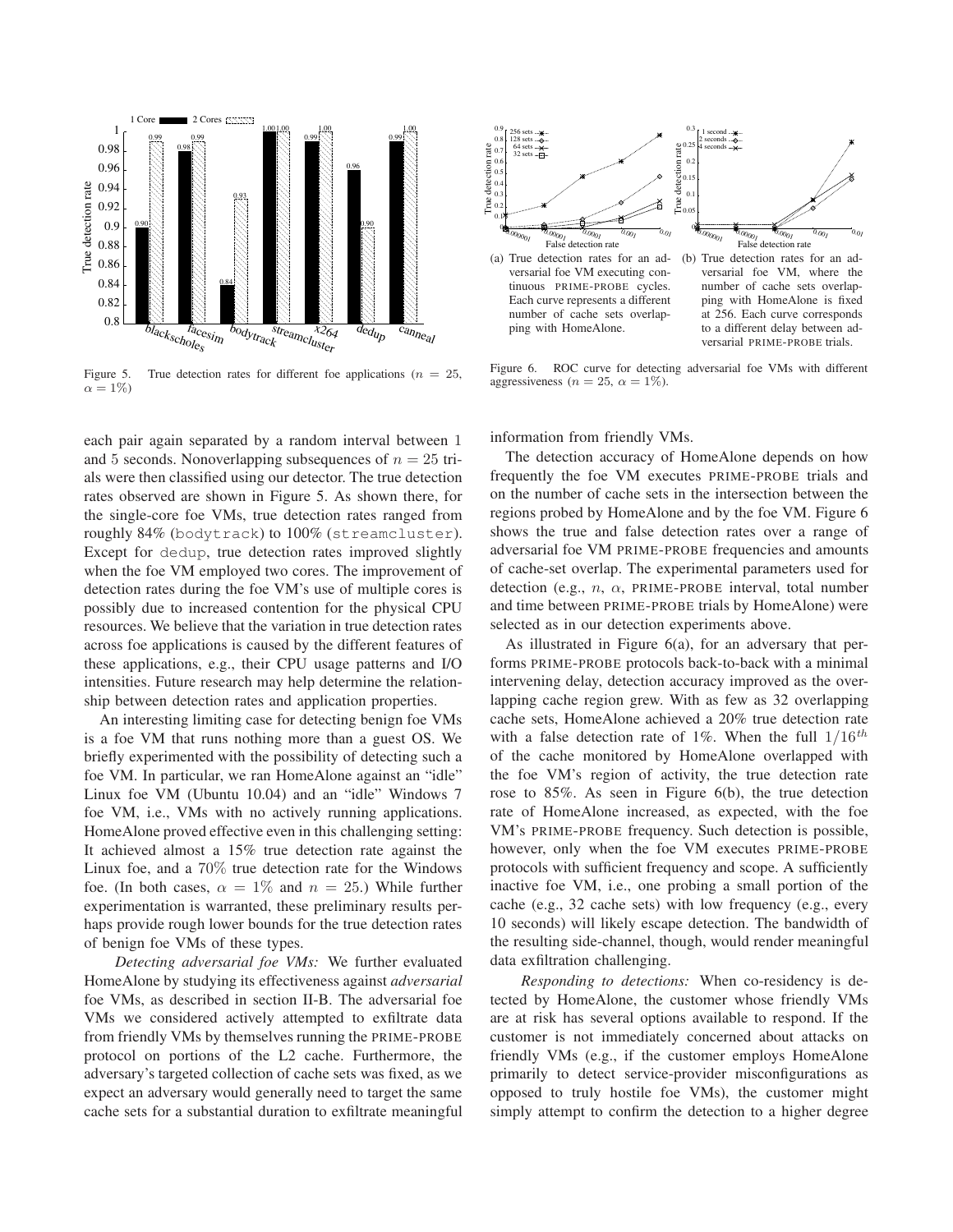Figure 5. True detection rates for different foe applications ($n = 25$, $\alpha = 1\%$)

Figure 6. ROC curve for detecting adversarial foe VMs with different aggressiveness ($n = 25$, $\alpha = 1\%$).

(a) True detection rates for an adversarial foe VM executing continuous PRIME-PROBE cycles. Each curve represents a different number of cache sets overlapping with HomeAlone.

(b) True detection rates for an adversarial foe VM, where the number of cache sets overlapping with HomeAlone is fixed at 256. Each curve corresponds to a different delay between adversarial PRIME-PROBE trials.

each pair again separated by a random interval between 1 and 5 seconds. Nonoverlapping subsequences of $n = 25$ trials were then classified using our detector. The true detection rates observed are shown in Figure 5. As shown there, for the single-core foe VMs, true detection rates ranged from roughly 84% (bodytrack) to 100% (streamcluster). Except for dedup, true detection rates improved slightly when the foe VM employed two cores. The improvement of detection rates during the foe VM's use of multiple cores is possibly due to increased contention for the physical CPU resources. We believe that the variation in true detection rates across foe applications is caused by the different features of these applications, e.g., their CPU usage patterns and I/O intensities. Future research may help determine the relationship between detection rates and application properties.

An interesting limiting case for detecting benign foe VMs is a foe VM that runs nothing more than a guest OS. We briefly experimented with the possibility of detecting such a foe VM. In particular, we ran HomeAlone against an "idle" Linux foe VM (Ubuntu 10.04) and an "idle" Windows 7 foe VM, i.e., VMs with no actively running applications. HomeAlone proved effective even in this challenging setting: It achieved almost a 15% true detection rate against the Linux foe, and a 70% true detection rate for the Windows foe. (In both cases, $\alpha = 1\%$ and $n = 25$.) While further experimentation is warranted, these preliminary results perhaps provide rough lower bounds for the true detection rates of benign foe VMs of these types.

*Detecting adversarial foe VMs:* We further evaluated HomeAlone by studying its effectiveness against *adversarial* foe VMs, as described in section II-B. The adversarial foe VMs we considered actively attempted to exfiltrate data from friendly VMs by themselves running the PRIME-PROBE protocol on portions of the L2 cache. Furthermore, the adversary's targeted collection of cache sets was fixed, as we expect an adversary would generally need to target the same cache sets for a substantial duration to exfiltrate meaningful information from friendly VMs.

The detection accuracy of HomeAlone depends on how frequently the foe VM executes PRIME-PROBE trials and on the number of cache sets in the intersection between the regions probed by HomeAlone and by the foe VM. Figure 6 shows the true and false detection rates over a range of adversarial foe VM PRIME-PROBE frequencies and amounts of cache-set overlap. The experimental parameters used for detection (e.g., $n$, $\alpha$, PRIME-PROBE interval, total number and time between PRIME-PROBE trials by HomeAlone) were selected as in our detection experiments above.

As illustrated in Figure 6(a), for an adversary that performs PRIME-PROBE protocols back-to-back with a minimal intervening delay, detection accuracy improved as the overlapping cache region grew. With as few as 32 overlapping cache sets, HomeAlone achieved a 20% true detection rate with a false detection rate of 1%. When the full $1/16^{th}$ of the cache monitored by HomeAlone overlapped with the foe VM's region of activity, the true detection rate rose to 85%. As seen in Figure 6(b), the true detection rate of HomeAlone increased, as expected, with the foe VM's PRIME-PROBE frequency. Such detection is possible, however, only when the foe VM executes PRIME-PROBE protocols with sufficient frequency and scope. A sufficiently inactive foe VM, i.e., one probing a small portion of the cache (e.g., 32 cache sets) with low frequency (e.g., every 10 seconds) will likely escape detection. The bandwidth of the resulting side-channel, though, would render meaningful data exfiltration challenging.

*Responding to detections:* When co-residency is detected by HomeAlone, the customer whose friendly VMs are at risk has several options available to respond. If the customer is not immediately concerned about attacks on friendly VMs (e.g., if the customer employs HomeAlone primarily to detect service-provider misconfigurations as opposed to truly hostile foe VMs), the customer might simply attempt to confirm the detection to a higher degree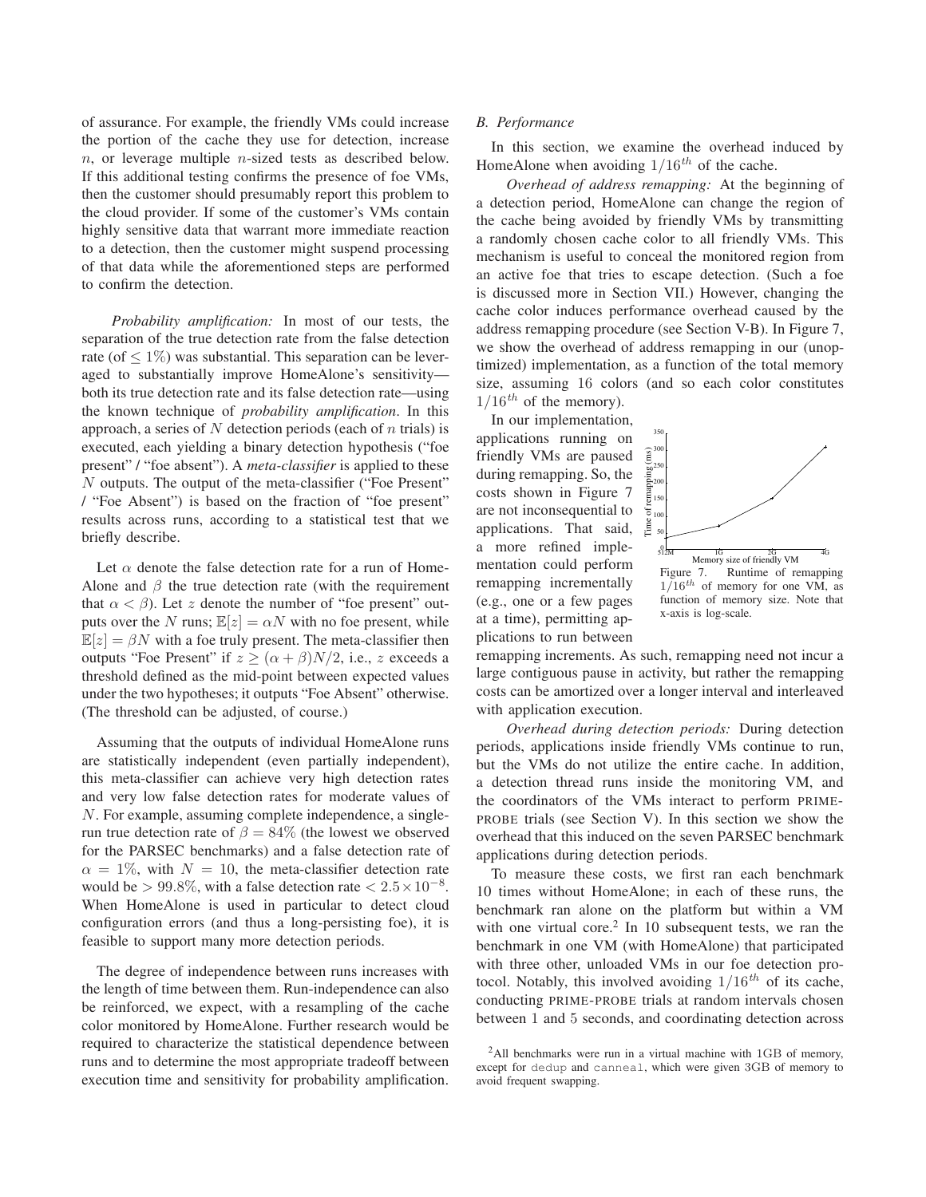of assurance. For example, the friendly VMs could increase the portion of the cache they use for detection, increase $n$, or leverage multiple $n$-sized tests as described below. If this additional testing confirms the presence of foe VMs, then the customer should presumably report this problem to the cloud provider. If some of the customer's VMs contain highly sensitive data that warrant more immediate reaction to a detection, then the customer might suspend processing of that data while the aforementioned steps are performed to confirm the detection.

*Probability amplification:* In most of our tests, the separation of the true detection rate from the false detection rate (of $\leq 1\%$) was substantial. This separation can be leveraged to substantially improve HomeAlone's sensitivity—both its true detection rate and its false detection rate—using the known technique of *probability amplification*. In this approach, a series of $N$ detection periods (each of $n$ trials) is executed, each yielding a binary detection hypothesis ("foe present" / "foe absent"). A *meta-classifier* is applied to these $N$ outputs. The output of the meta-classifier ("Foe Present" / "Foe Absent") is based on the fraction of "foe present" results across runs, according to a statistical test that we briefly describe.

Let $\alpha$ denote the false detection rate for a run of HomeAlone and $\beta$ the true detection rate (with the requirement that $\alpha < \beta$). Let $z$ denote the number of "foe present" outputs over the $N$ runs; $\mathbb{E}[z] = \alpha N$ with no foe present, while $\mathbb{E}[z] = \beta N$ with a foe truly present. The meta-classifier then outputs "Foe Present" if $z \geq (\alpha + \beta)N/2$, i.e., $z$ exceeds a threshold defined as the mid-point between expected values under the two hypotheses; it outputs "Foe Absent" otherwise. (The threshold can be adjusted, of course.)

Assuming that the outputs of individual HomeAlone runs are statistically independent (even partially independent), this meta-classifier can achieve very high detection rates and very low false detection rates for moderate values of $N$. For example, assuming complete independence, a single-run true detection rate of $\beta = 84\%$ (the lowest we observed for the PARSEC benchmarks) and a false detection rate of $\alpha = 1\%$, with $N = 10$, the meta-classifier detection rate would be $> 99.8\%$, with a false detection rate $< 2.5 \times 10^{-8}$. When HomeAlone is used in particular to detect cloud configuration errors (and thus a long-persisting foe), it is feasible to support many more detection periods.

The degree of independence between runs increases with the length of time between them. Run-independence can also be reinforced, we expect, with a resampling of the cache color monitored by HomeAlone. Further research would be required to characterize the statistical dependence between runs and to determine the most appropriate tradeoff between execution time and sensitivity for probability amplification.

### B. Performance

In this section, we examine the overhead induced by HomeAlone when avoiding $1/16^{th}$ of the cache.

*Overhead of address remapping:* At the beginning of a detection period, HomeAlone can change the region of the cache being avoided by friendly VMs by transmitting a randomly chosen cache color to all friendly VMs. This mechanism is useful to conceal the monitored region from an active foe that tries to escape detection. (Such a foe is discussed more in Section VII.) However, changing the cache color induces performance overhead caused by the address remapping procedure (see Section V-B). In Figure 7, we show the overhead of address remapping in our (unoptimized) implementation, as a function of the total memory size, assuming 16 colors (and so each color constitutes $1/16^{th}$ of the memory).

In our implementation, applications running on friendly VMs are paused during remapping. So, the costs shown in Figure 7 are not inconsequential to applications. That said, a more refined implementation could perform remapping incrementally (e.g., one or a few pages at a time), permitting applications to run between remapping increments. As such, remapping need not incur a large contiguous pause in activity, but rather the remapping costs can be amortized over a longer interval and interleaved with application execution.

Figure 7. Runtime of remapping $1/16^{th}$ of memory for one VM, as function of memory size. Note that x-axis is log-scale.

*Overhead during detection periods:* During detection periods, applications inside friendly VMs continue to run, but the VMs do not utilize the entire cache. In addition, a detection thread runs inside the monitoring VM, and the coordinators of the VMs interact to perform PRIME-PROBE trials (see Section V). In this section we show the overhead that this induced on the seven PARSEC benchmark applications during detection periods.

To measure these costs, we first ran each benchmark 10 times without HomeAlone; in each of these runs, the benchmark ran alone on the platform but within a VM with one virtual core.[2] In 10 subsequent tests, we ran the benchmark in one VM (with HomeAlone) that participated with three other, unloaded VMs in our foe detection protocol. Notably, this involved avoiding $1/16^{th}$ of its cache, conducting PRIME-PROBE trials at random intervals chosen between 1 and 5 seconds, and coordinating detection across

[2]All benchmarks were run in a virtual machine with 1GB of memory, except for `dedup` and `canneal`, which were given 3GB of memory to avoid frequent swapping.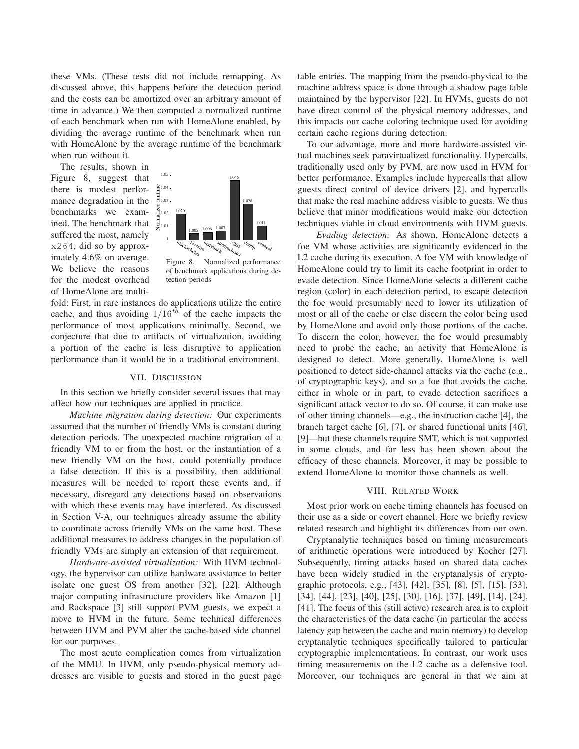these VMs. (These tests did not include remapping. As discussed above, this happens before the detection period and the costs can be amortized over an arbitrary amount of time in advance.) We then computed a normalized runtime of each benchmark when run with HomeAlone enabled, by dividing the average runtime of the benchmark when run with HomeAlone by the average runtime of the benchmark when run without it.

The results, shown in Figure 8, suggest that there is modest performance degradation in the benchmarks we examined. The benchmark that suffered the most, namely x264, did so by approximately 4.6% on average. We believe the reasons for the modest overhead of HomeAlone are multifold: First, in rare instances do applications utilize the entire cache, and thus avoiding $1/16^{th}$ of the cache impacts the performance of most applications minimally. Second, we conjecture that due to artifacts of virtualization, avoiding a portion of the cache is less disruptive to application performance than it would be in a traditional environment.

| Benchmark | Normalized runtime |
|---|---|
| blackscholes | 1.020 |
| facesim | 1.005 |
| bodytrack | 1.006 |
| streamcluster | 1.007 |
| x264 | 1.046 |
| dedup | 1.028 |
| canneal | 1.011 |

Figure 8. Normalized performance of benchmark applications during detection periods

## VII. Discussion

In this section we briefly consider several issues that may affect how our techniques are applied in practice.

*Machine migration during detection:* Our experiments assumed that the number of friendly VMs is constant during detection periods. The unexpected machine migration of a friendly VM to or from the host, or the instantiation of a new friendly VM on the host, could potentially produce a false detection. If this is a possibility, then additional measures will be needed to report these events and, if necessary, disregard any detections based on observations with which these events may have interfered. As discussed in Section V-A, our techniques already assume the ability to coordinate across friendly VMs on the same host. These additional measures to address changes in the population of friendly VMs are simply an extension of that requirement.

*Hardware-assisted virtualization:* With HVM technology, the hypervisor can utilize hardware assistance to better isolate one guest OS from another [32], [22]. Although major computing infrastructure providers like Amazon [1] and Rackspace [3] still support PVM guests, we expect a move to HVM in the future. Some technical differences between HVM and PVM alter the cache-based side channel for our purposes.

The most acute complication comes from virtualization of the MMU. In HVM, only pseudo-physical memory addresses are visible to guests and stored in the guest page table entries. The mapping from the pseudo-physical to the machine address space is done through a shadow page table maintained by the hypervisor [22]. In HVMs, guests do not have direct control of the physical memory addresses, and this impacts our cache coloring technique used for avoiding certain cache regions during detection.

To our advantage, more and more hardware-assisted virtual machines seek paravirtualized functionality. Hypercalls, traditionally used only by PVM, are now used in HVM for better performance. Examples include hypercalls that allow guests direct control of device drivers [2], and hypercalls that make the real machine address visible to guests. We thus believe that minor modifications would make our detection techniques viable in cloud environments with HVM guests.

*Evading detection:* As shown, HomeAlone detects a foe VM whose activities are significantly evidenced in the L2 cache during its execution. A foe VM with knowledge of HomeAlone could try to limit its cache footprint in order to evade detection. Since HomeAlone selects a different cache region (color) in each detection period, to escape detection the foe would presumably need to lower its utilization of most or all of the cache or else discern the color being used by HomeAlone and avoid only those portions of the cache. To discern the color, however, the foe would presumably need to probe the cache, an activity that HomeAlone is designed to detect. More generally, HomeAlone is well positioned to detect side-channel attacks via the cache (e.g., of cryptographic keys), and so a foe that avoids the cache, either in whole or in part, to evade detection sacrifices a significant attack vector to do so. Of course, it can make use of other timing channels—e.g., the instruction cache [4], the branch target cache [6], [7], or shared functional units [46], [9]—but these channels require SMT, which is not supported in some clouds, and far less has been shown about the efficacy of these channels. Moreover, it may be possible to extend HomeAlone to monitor those channels as well.

## VIII. Related Work

Most prior work on cache timing channels has focused on their use as a side or covert channel. Here we briefly review related research and highlight its differences from our own.

Cryptanalytic techniques based on timing measurements of arithmetic operations were introduced by Kocher [27]. Subsequently, timing attacks based on shared data caches have been widely studied in the cryptanalysis of cryptographic protocols, e.g., [43], [42], [35], [8], [5], [15], [33], [34], [44], [23], [40], [25], [30], [16], [37], [49], [14], [24], [41]. The focus of this (still active) research area is to exploit the characteristics of the data cache (in particular the access latency gap between the cache and main memory) to develop cryptanalytic techniques specifically tailored to particular cryptographic implementations. In contrast, our work uses timing measurements on the L2 cache as a defensive tool. Moreover, our techniques are general in that we aim at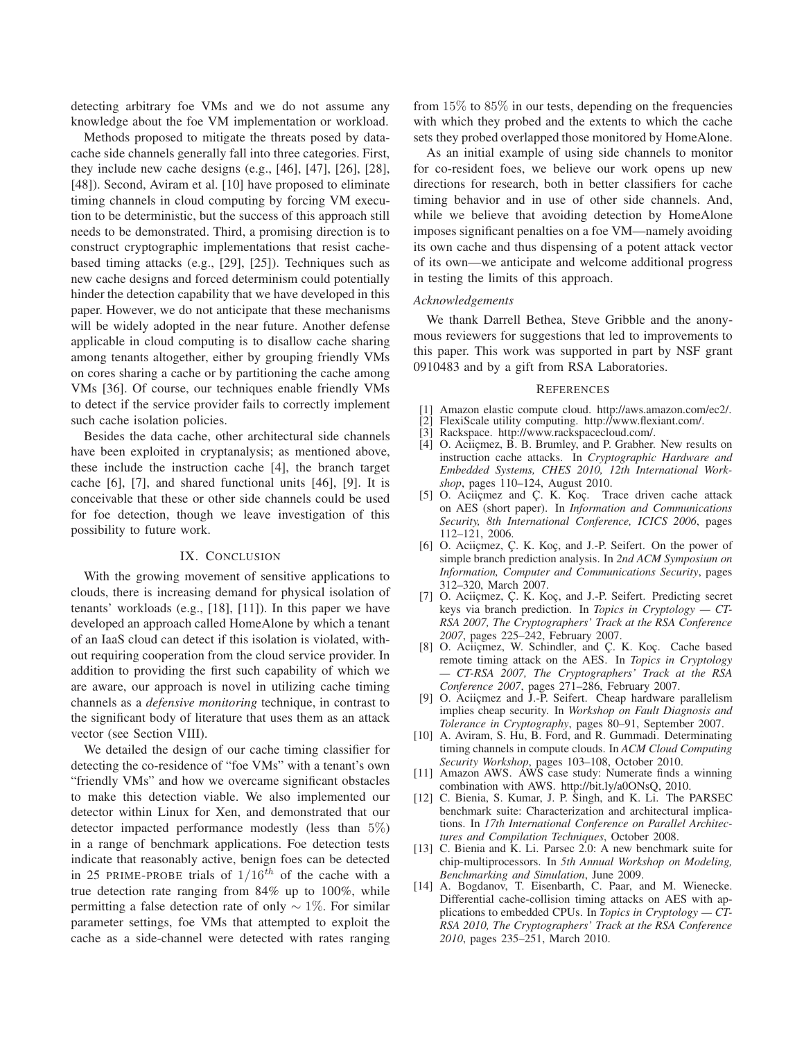detecting arbitrary foe VMs and we do not assume any knowledge about the foe VM implementation or workload.

Methods proposed to mitigate the threats posed by data-cache side channels generally fall into three categories. First, they include new cache designs (e.g., [46], [47], [26], [28], [48]). Second, Aviram et al. [10] have proposed to eliminate timing channels in cloud computing by forcing VM execution to be deterministic, but the success of this approach still needs to be demonstrated. Third, a promising direction is to construct cryptographic implementations that resist cache-based timing attacks (e.g., [29], [25]). Techniques such as new cache designs and forced determinism could potentially hinder the detection capability that we have developed in this paper. However, we do not anticipate that these mechanisms will be widely adopted in the near future. Another defense applicable in cloud computing is to disallow cache sharing among tenants altogether, either by grouping friendly VMs on cores sharing a cache or by partitioning the cache among VMs [36]. Of course, our techniques enable friendly VMs to detect if the service provider fails to correctly implement such cache isolation policies.

Besides the data cache, other architectural side channels have been exploited in cryptanalysis; as mentioned above, these include the instruction cache [4], the branch target cache [6], [7], and shared functional units [46], [9]. It is conceivable that these or other side channels could be used for foe detection, though we leave investigation of this possibility to future work.

## IX. Conclusion

With the growing movement of sensitive applications to clouds, there is increasing demand for physical isolation of tenants' workloads (e.g., [18], [11]). In this paper we have developed an approach called HomeAlone by which a tenant of an IaaS cloud can detect if this isolation is violated, without requiring cooperation from the cloud service provider. In addition to providing the first such capability of which we are aware, our approach is novel in utilizing cache timing channels as a *defensive monitoring* technique, in contrast to the significant body of literature that uses them as an attack vector (see Section VIII).

We detailed the design of our cache timing classifier for detecting the co-residence of "foe VMs" with a tenant's own "friendly VMs" and how we overcame significant obstacles to make this detection viable. We also implemented our detector within Linux for Xen, and demonstrated that our detector impacted performance modestly (less than $5\%$) in a range of benchmark applications. Foe detection tests indicate that reasonably active, benign foes can be detected in 25 PRIME-PROBE trials of $1/16^{th}$ of the cache with a true detection rate ranging from 84% up to 100%, while permitting a false detection rate of only $\sim 1\%$. For similar parameter settings, foe VMs that attempted to exploit the cache as a side-channel were detected with rates ranging from $15\%$ to $85\%$ in our tests, depending on the frequencies with which they probed and the extents to which the cache sets they probed overlapped those monitored by HomeAlone.

As an initial example of using side channels to monitor for co-resident foes, we believe our work opens up new directions for research, both in better classifiers for cache timing behavior and in use of other side channels. And, while we believe that avoiding detection by HomeAlone imposes significant penalties on a foe VM—namely avoiding its own cache and thus dispensing of a potent attack vector of its own—we anticipate and welcome additional progress in testing the limits of this approach.

### *Acknowledgements*

We thank Darrell Bethea, Steve Gribble and the anonymous reviewers for suggestions that led to improvements to this paper. This work was supported in part by NSF grant 0910483 and by a gift from RSA Laboratories.

## References

[1] Amazon elastic compute cloud. http://aws.amazon.com/ec2/.

[2] FlexiScale utility computing. http://www.flexiant.com/.

[3] Rackspace. http://www.rackspacecloud.com/.

[4] O. Aciiçmez, B. B. Brumley, and P. Grabher. New results on instruction cache attacks. In *Cryptographic Hardware and Embedded Systems, CHES 2010, 12th International Workshop*, pages 110–124, August 2010.

[5] O. Aciiçmez and Ç. K. Koç. Trace driven cache attack on AES (short paper). In *Information and Communications Security, 8th International Conference, ICICS 2006*, pages 112–121, 2006.

[6] O. Aciiçmez, Ç. K. Koç, and J.-P. Seifert. On the power of simple branch prediction analysis. In *2nd ACM Symposium on Information, Computer and Communications Security*, pages 312–320, March 2007.

[7] O. Aciiçmez, Ç. K. Koç, and J.-P. Seifert. Predicting secret keys via branch prediction. In *Topics in Cryptology — CT-RSA 2007, The Cryptographers' Track at the RSA Conference 2007*, pages 225–242, February 2007.

[8] O. Aciiçmez, W. Schindler, and Ç. K. Koç. Cache based remote timing attack on the AES. In *Topics in Cryptology — CT-RSA 2007, The Cryptographers' Track at the RSA Conference 2007*, pages 271–286, February 2007.

[9] O. Aciiçmez and J.-P. Seifert. Cheap hardware parallelism implies cheap security. In *Workshop on Fault Diagnosis and Tolerance in Cryptography*, pages 80–91, September 2007.

[10] A. Aviram, S. Hu, B. Ford, and R. Gummadi. Determinating timing channels in compute clouds. In *ACM Cloud Computing Security Workshop*, pages 103–108, October 2010.

[11] Amazon AWS. AWS case study: Numerate finds a winning combination with AWS. http://bit.ly/a0ONsQ, 2010.

[12] C. Bienia, S. Kumar, J. P. Singh, and K. Li. The PARSEC benchmark suite: Characterization and architectural implications. In *17th International Conference on Parallel Architectures and Compilation Techniques*, October 2008.

[13] C. Bienia and K. Li. Parsec 2.0: A new benchmark suite for chip-multiprocessors. In *5th Annual Workshop on Modeling, Benchmarking and Simulation*, June 2009.

[14] A. Bogdanov, T. Eisenbarth, C. Paar, and M. Wienecke. Differential cache-collision timing attacks on AES with applications to embedded CPUs. In *Topics in Cryptology — CT-RSA 2010, The Cryptographers' Track at the RSA Conference 2010*, pages 235–251, March 2010.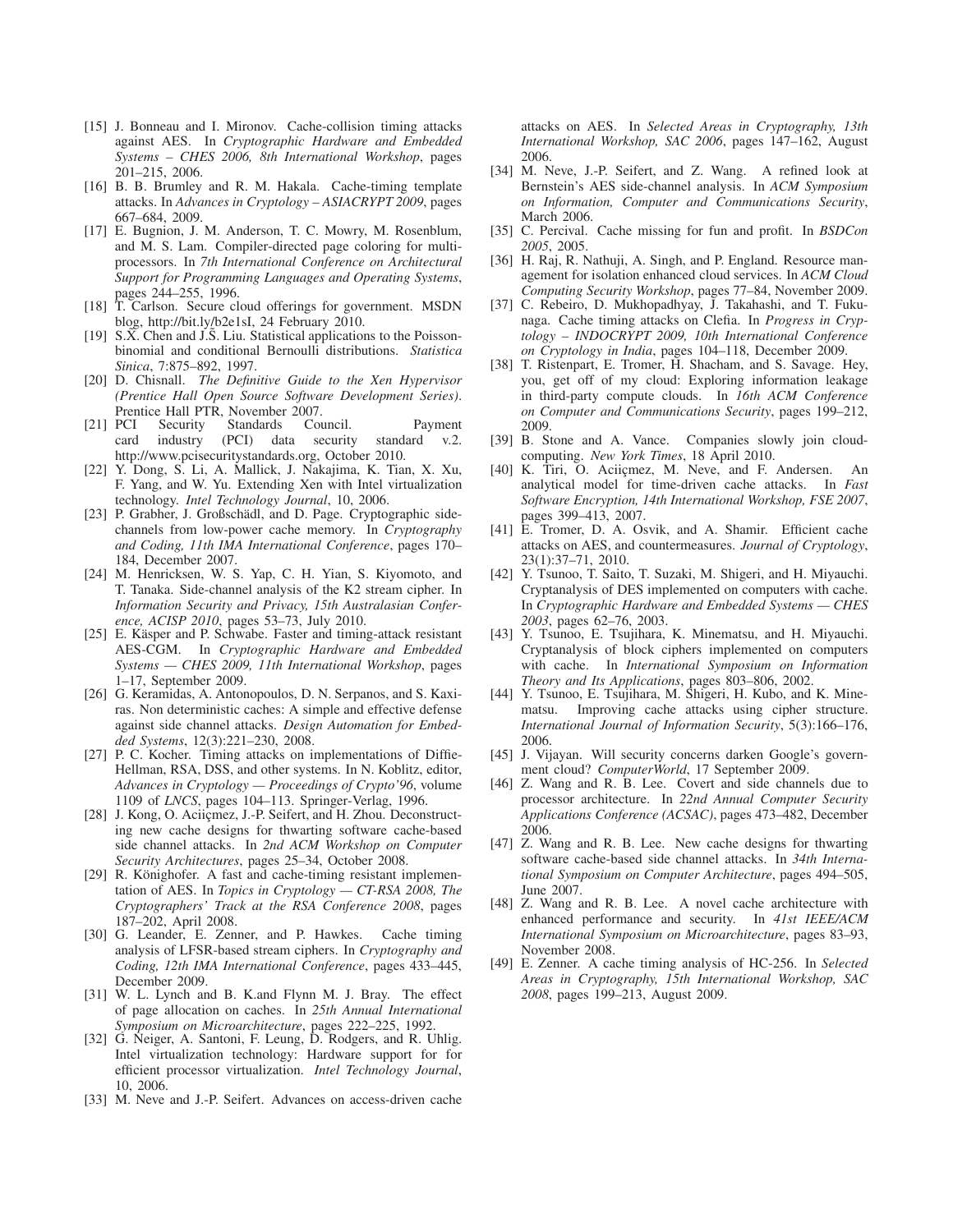[15] J. Bonneau and I. Mironov. Cache-collision timing attacks against AES. In *Cryptographic Hardware and Embedded Systems – CHES 2006, 8th International Workshop*, pages 201–215, 2006.

[16] B. B. Brumley and R. M. Hakala. Cache-timing template attacks. In *Advances in Cryptology – ASIACRYPT 2009*, pages 667–684, 2009.

[17] E. Bugnion, J. M. Anderson, T. C. Mowry, M. Rosenblum, and M. S. Lam. Compiler-directed page coloring for multiprocessors. In *7th International Conference on Architectural Support for Programming Languages and Operating Systems*, pages 244–255, 1996.

[18] T. Carlson. Secure cloud offerings for government. MSDN blog, http://bit.ly/b2e1sI, 24 February 2010.

[19] S.X. Chen and J.S. Liu. Statistical applications to the Poisson-binomial and conditional Bernoulli distributions. *Statistica Sinica*, 7:875–892, 1997.

[20] D. Chisnall. *The Definitive Guide to the Xen Hypervisor (Prentice Hall Open Source Software Development Series)*. Prentice Hall PTR, November 2007.

[21] PCI Security Standards Council. Payment card industry (PCI) data security standard v.2. http://www.pcisecuritystandards.org, October 2010.

[22] Y. Dong, S. Li, A. Mallick, J. Nakajima, K. Tian, X. Xu, F. Yang, and W. Yu. Extending Xen with Intel virtualization technology. *Intel Technology Journal*, 10, 2006.

[23] P. Grabher, J. Großschädl, and D. Page. Cryptographic side-channels from low-power cache memory. In *Cryptography and Coding, 11th IMA International Conference*, pages 170–184, December 2007.

[24] M. Henricksen, W. S. Yap, C. H. Yian, S. Kiyomoto, and T. Tanaka. Side-channel analysis of the K2 stream cipher. In *Information Security and Privacy, 15th Australasian Conference, ACISP 2010*, pages 53–73, July 2010.

[25] E. Käsper and P. Schwabe. Faster and timing-attack resistant AES-CGM. In *Cryptographic Hardware and Embedded Systems — CHES 2009, 11th International Workshop*, pages 1–17, September 2009.

[26] G. Keramidas, A. Antonopoulos, D. N. Serpanos, and S. Kaxiras. Non deterministic caches: A simple and effective defense against side channel attacks. *Design Automation for Embedded Systems*, 12(3):221–230, 2008.

[27] P. C. Kocher. Timing attacks on implementations of Diffie-Hellman, RSA, DSS, and other systems. In N. Koblitz, editor, *Advances in Cryptology — Proceedings of Crypto'96*, volume 1109 of *LNCS*, pages 104–113. Springer-Verlag, 1996.

[28] J. Kong, O. Aciiçmez, J.-P. Seifert, and H. Zhou. Deconstructing new cache designs for thwarting software cache-based side channel attacks. In *2nd ACM Workshop on Computer Security Architectures*, pages 25–34, October 2008.

[29] R. Könighofer. A fast and cache-timing resistant implementation of AES. In *Topics in Cryptology — CT-RSA 2008, The Cryptographers' Track at the RSA Conference 2008*, pages 187–202, April 2008.

[30] G. Leander, E. Zenner, and P. Hawkes. Cache timing analysis of LFSR-based stream ciphers. In *Cryptography and Coding, 12th IMA International Conference*, pages 433–445, December 2009.

[31] W. L. Lynch and B. K.and Flynn M. J. Bray. The effect of page allocation on caches. In *25th Annual International Symposium on Microarchitecture*, pages 222–225, 1992.

[32] G. Neiger, A. Santoni, F. Leung, D. Rodgers, and R. Uhlig. Intel virtualization technology: Hardware support for for efficient processor virtualization. *Intel Technology Journal*, 10, 2006.

[33] M. Neve and J.-P. Seifert. Advances on access-driven cache attacks on AES. In *Selected Areas in Cryptography, 13th International Workshop, SAC 2006*, pages 147–162, August 2006.

[34] M. Neve, J.-P. Seifert, and Z. Wang. A refined look at Bernstein's AES side-channel analysis. In *ACM Symposium on Information, Computer and Communications Security*, March 2006.

[35] C. Percival. Cache missing for fun and profit. In *BSDCon 2005*, 2005.

[36] H. Raj, R. Nathuji, A. Singh, and P. England. Resource management for isolation enhanced cloud services. In *ACM Cloud Computing Security Workshop*, pages 77–84, November 2009.

[37] C. Rebeiro, D. Mukhopadhyay, J. Takahashi, and T. Fukunaga. Cache timing attacks on Clefia. In *Progress in Cryptology – INDOCRYPT 2009, 10th International Conference on Cryptology in India*, pages 104–118, December 2009.

[38] T. Ristenpart, E. Tromer, H. Shacham, and S. Savage. Hey, you, get off of my cloud: Exploring information leakage in third-party compute clouds. In *16th ACM Conference on Computer and Communications Security*, pages 199–212, 2009.

[39] B. Stone and A. Vance. Companies slowly join cloud-computing. *New York Times*, 18 April 2010.

[40] K. Tiri, O. Aciiçmez, M. Neve, and F. Andersen. An analytical model for time-driven cache attacks. In *Fast Software Encryption, 14th International Workshop, FSE 2007*, pages 399–413, 2007.

[41] E. Tromer, D. A. Osvik, and A. Shamir. Efficient cache attacks on AES, and countermeasures. *Journal of Cryptology*, 23(1):37–71, 2010.

[42] Y. Tsunoo, T. Saito, T. Suzaki, M. Shigeri, and H. Miyauchi. Cryptanalysis of DES implemented on computers with cache. In *Cryptographic Hardware and Embedded Systems — CHES 2003*, pages 62–76, 2003.

[43] Y. Tsunoo, E. Tsujihara, K. Minematsu, and H. Miyauchi. Cryptanalysis of block ciphers implemented on computers with cache. In *International Symposium on Information Theory and Its Applications*, pages 803–806, 2002.

[44] Y. Tsunoo, E. Tsujihara, M. Shigeri, H. Kubo, and K. Minematsu. Improving cache attacks using cipher structure. *International Journal of Information Security*, 5(3):166–176, 2006.

[45] J. Vijayan. Will security concerns darken Google's government cloud? *ComputerWorld*, 17 September 2009.

[46] Z. Wang and R. B. Lee. Covert and side channels due to processor architecture. In *22nd Annual Computer Security Applications Conference (ACSAC)*, pages 473–482, December 2006.

[47] Z. Wang and R. B. Lee. New cache designs for thwarting software cache-based side channel attacks. In *34th International Symposium on Computer Architecture*, pages 494–505, June 2007.

[48] Z. Wang and R. B. Lee. A novel cache architecture with enhanced performance and security. In *41st IEEE/ACM International Symposium on Microarchitecture*, pages 83–93, November 2008.

[49] E. Zenner. A cache timing analysis of HC-256. In *Selected Areas in Cryptography, 15th International Workshop, SAC 2008*, pages 199–213, August 2009.